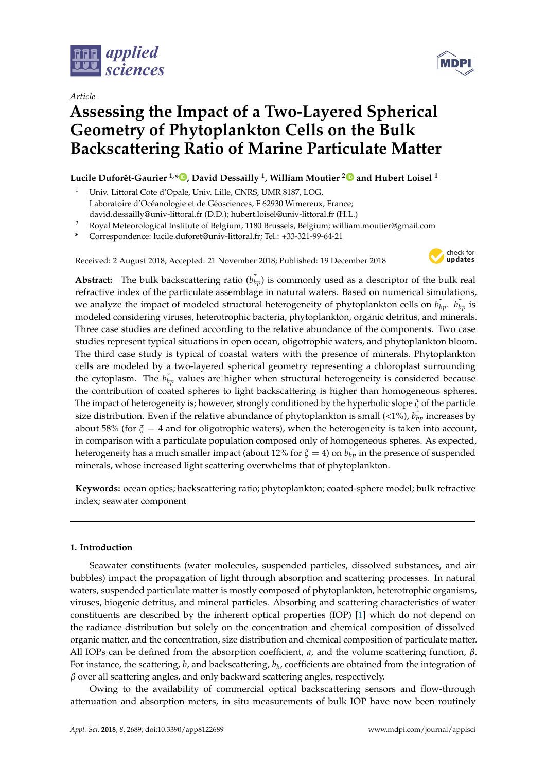*Article*

# Assessing the Impact of a Two-Layered Spherical Geometry of Phytoplankton Cells on the Bulk Backscattering Ratio of Marine Particulate Matter

**Lucile Duforêt-Gaurier [1,*], David Dessailly [1], William Moutier [2] and Hubert Loisel [1]**

[1] Univ. Littoral Cote d'Opale, Univ. Lille, CNRS, UMR 8187, LOG, Laboratoire d'Océanologie et de Géosciences, F 62930 Wimereux, France; david.dessailly@univ-littoral.fr (D.D.); hubert.loisel@univ-littoral.fr (H.L.)

[2] Royal Meteorological Institute of Belgium, 1180 Brussels, Belgium; william.moutier@gmail.com

[*] Correspondence: lucile.duforet@univ-littoral.fr; Tel.: +33-321-99-64-21

Received: 2 August 2018; Accepted: 21 November 2018; Published: 19 December 2018

**Abstract:** The bulk backscattering ratio ($\tilde{b_{bp}}$) is commonly used as a descriptor of the bulk real refractive index of the particulate assemblage in natural waters. Based on numerical simulations, we analyze the impact of modeled structural heterogeneity of phytoplankton cells on $\tilde{b_{bp}}$. $\tilde{b_{bp}}$ is modeled considering viruses, heterotrophic bacteria, phytoplankton, organic detritus, and minerals. Three case studies are defined according to the relative abundance of the components. Two case studies represent typical situations in open ocean, oligotrophic waters, and phytoplankton bloom. The third case study is typical of coastal waters with the presence of minerals. Phytoplankton cells are modeled by a two-layered spherical geometry representing a chloroplast surrounding the cytoplasm. The $\tilde{b_{bp}}$ values are higher when structural heterogeneity is considered because the contribution of coated spheres to light backscattering is higher than homogeneous spheres. The impact of heterogeneity is; however, strongly conditioned by the hyperbolic slope $\xi$ of the particle size distribution. Even if the relative abundance of phytoplankton is small (<1%), $\tilde{b_{bp}}$ increases by about 58% (for $\xi = 4$ and for oligotrophic waters), when the heterogeneity is taken into account, in comparison with a particulate population composed only of homogeneous spheres. As expected, heterogeneity has a much smaller impact (about 12% for $\xi = 4$) on $\tilde{b_{bp}}$ in the presence of suspended minerals, whose increased light scattering overwhelms that of phytoplankton.

**Keywords:** ocean optics; backscattering ratio; phytoplankton; coated-sphere model; bulk refractive index; seawater component

## 1. Introduction

Seawater constituents (water molecules, suspended particles, dissolved substances, and air bubbles) impact the propagation of light through absorption and scattering processes. In natural waters, suspended particulate matter is mostly composed of phytoplankton, heterotrophic organisms, viruses, biogenic detritus, and mineral particles. Absorbing and scattering characteristics of water constituents are described by the inherent optical properties (IOP) [1] which do not depend on the radiance distribution but solely on the concentration and chemical composition of dissolved organic matter, and the concentration, size distribution and chemical composition of particulate matter. All IOPs can be defined from the absorption coefficient, $a$, and the volume scattering function, $\beta$. For instance, the scattering, $b$, and backscattering, $b_b$, coefficients are obtained from the integration of $\beta$ over all scattering angles, and only backward scattering angles, respectively.

Owing to the availability of commercial optical backscattering sensors and flow-through attenuation and absorption meters, in situ measurements of bulk IOP have now been routinely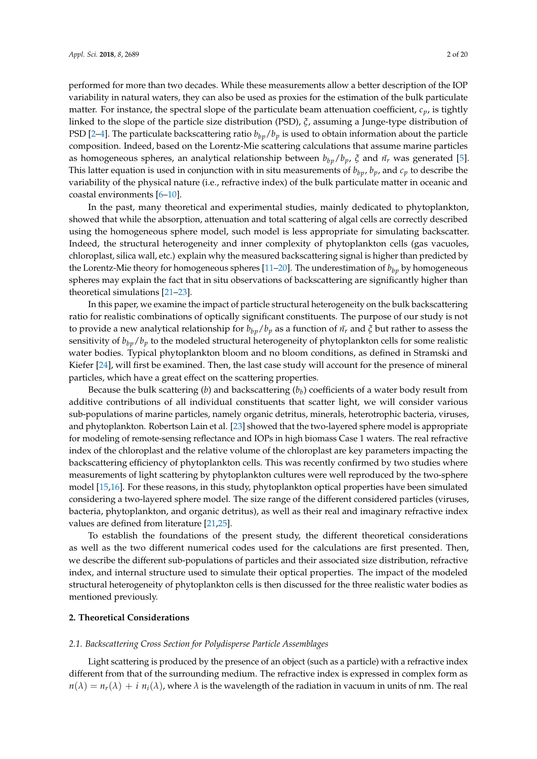performed for more than two decades. While these measurements allow a better description of the IOP variability in natural waters, they can also be used as proxies for the estimation of the bulk particulate matter. For instance, the spectral slope of the particulate beam attenuation coefficient, $c_p$, is tightly linked to the slope of the particle size distribution (PSD), $\xi$, assuming a Junge-type distribution of PSD [2–4]. The particulate backscattering ratio $b_{bp}/b_p$ is used to obtain information about the particle composition. Indeed, based on the Lorentz-Mie scattering calculations that assume marine particles as homogeneous spheres, an analytical relationship between $b_{bp}/b_p$, $\xi$ and $\bar{n_r}$ was generated [5]. This latter equation is used in conjunction with in situ measurements of $b_{bp}$, $b_p$, and $c_p$ to describe the variability of the physical nature (i.e., refractive index) of the bulk particulate matter in oceanic and coastal environments [6–10].

In the past, many theoretical and experimental studies, mainly dedicated to phytoplankton, showed that while the absorption, attenuation and total scattering of algal cells are correctly described using the homogeneous sphere model, such model is less appropriate for simulating backscatter. Indeed, the structural heterogeneity and inner complexity of phytoplankton cells (gas vacuoles, chloroplast, silica wall, etc.) explain why the measured backscattering signal is higher than predicted by the Lorentz-Mie theory for homogeneous spheres [11–20]. The underestimation of $b_{bp}$ by homogeneous spheres may explain the fact that in situ observations of backscattering are significantly higher than theoretical simulations [21–23].

In this paper, we examine the impact of particle structural heterogeneity on the bulk backscattering ratio for realistic combinations of optically significant constituents. The purpose of our study is not to provide a new analytical relationship for $b_{bp}/b_p$ as a function of $\bar{n_r}$ and $\xi$ but rather to assess the sensitivity of $b_{bp}/b_p$ to the modeled structural heterogeneity of phytoplankton cells for some realistic water bodies. Typical phytoplankton bloom and no bloom conditions, as defined in Stramski and Kiefer [24], will first be examined. Then, the last case study will account for the presence of mineral particles, which have a great effect on the scattering properties.

Because the bulk scattering ($b$) and backscattering ($b_b$) coefficients of a water body result from additive contributions of all individual constituents that scatter light, we will consider various sub-populations of marine particles, namely organic detritus, minerals, heterotrophic bacteria, viruses, and phytoplankton. Robertson Lain et al. [23] showed that the two-layered sphere model is appropriate for modeling of remote-sensing reflectance and IOPs in high biomass Case 1 waters. The real refractive index of the chloroplast and the relative volume of the chloroplast are key parameters impacting the backscattering efficiency of phytoplankton cells. This was recently confirmed by two studies where measurements of light scattering by phytoplankton cultures were well reproduced by the two-sphere model [15,16]. For these reasons, in this study, phytoplankton optical properties have been simulated considering a two-layered sphere model. The size range of the different considered particles (viruses, bacteria, phytoplankton, and organic detritus), as well as their real and imaginary refractive index values are defined from literature [21,25].

To establish the foundations of the present study, the different theoretical considerations as well as the two different numerical codes used for the calculations are first presented. Then, we describe the different sub-populations of particles and their associated size distribution, refractive index, and internal structure used to simulate their optical properties. The impact of the modeled structural heterogeneity of phytoplankton cells is then discussed for the three realistic water bodies as mentioned previously.

## 2. Theoretical Considerations

### 2.1. Backscattering Cross Section for Polydisperse Particle Assemblages

Light scattering is produced by the presence of an object (such as a particle) with a refractive index different from that of the surrounding medium. The refractive index is expressed in complex form as $n(\lambda) = n_r(\lambda) + i\ n_i(\lambda)$, where $\lambda$ is the wavelength of the radiation in vacuum in units of nm. The real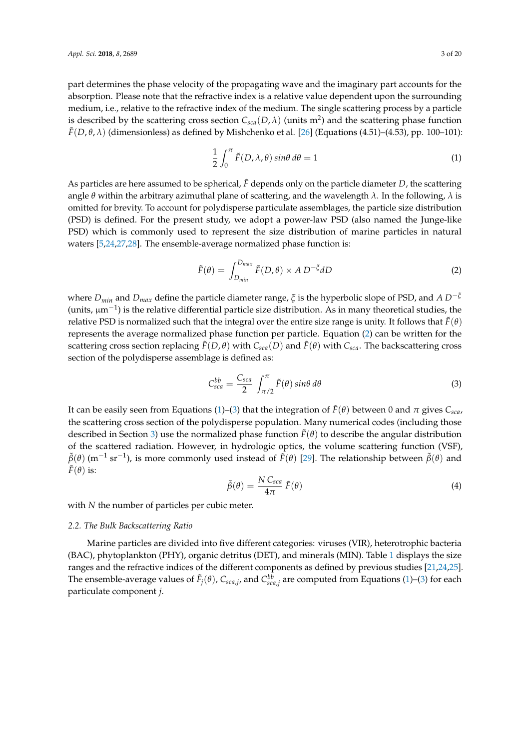part determines the phase velocity of the propagating wave and the imaginary part accounts for the absorption. Please note that the refractive index is a relative value dependent upon the surrounding medium, i.e., relative to the refractive index of the medium. The single scattering process by a particle is described by the scattering cross section $C_{sca}(D, \lambda)$ (units $m^2$) and the scattering phase function $\tilde{F}(D, \theta, \lambda)$ (dimensionless) as defined by Mishchenko et al. [26] (Equations (4.51)–(4.53), pp. 100–101):

$$\frac{1}{2}\int_0^{\pi} \tilde{F}(D, \lambda, \theta)\, sin\theta\, d\theta = 1 \tag{1}$$

As particles are here assumed to be spherical, $\tilde{F}$ depends only on the particle diameter $D$, the scattering angle $\theta$ within the arbitrary azimuthal plane of scattering, and the wavelength $\lambda$. In the following, $\lambda$ is omitted for brevity. To account for polydisperse particulate assemblages, the particle size distribution (PSD) is defined. For the present study, we adopt a power-law PSD (also named the Junge-like PSD) which is commonly used to represent the size distribution of marine particles in natural waters [5,24,27,28]. The ensemble-average normalized phase function is:

$$\tilde{F}(\theta) = \int_{D_{min}}^{D_{max}} \tilde{F}(D, \theta) \times A\, D^{-\xi} dD \tag{2}$$

where $D_{min}$ and $D_{max}$ define the particle diameter range, $\xi$ is the hyperbolic slope of PSD, and $A\, D^{-\xi}$ (units, $\mu m^{-1}$) is the relative differential particle size distribution. As in many theoretical studies, the relative PSD is normalized such that the integral over the entire size range is unity. It follows that $\tilde{F}(\theta)$ represents the average normalized phase function per particle. Equation (2) can be written for the scattering cross section replacing $\tilde{F}(D, \theta)$ with $C_{sca}(D)$ and $\tilde{F}(\theta)$ with $C_{sca}$. The backscattering cross section of the polydisperse assemblage is defined as:

$$C_{sca}^{bb} = \frac{C_{sca}}{2}\int_{\pi/2}^{\pi} \tilde{F}(\theta)\, sin\theta\, d\theta \tag{3}$$

It can be easily seen from Equations (1)–(3) that the integration of $\tilde{F}(\theta)$ between 0 and $\pi$ gives $C_{sca}$, the scattering cross section of the polydisperse population. Many numerical codes (including those described in Section 3) use the normalized phase function $\tilde{F}(\theta)$ to describe the angular distribution of the scattered radiation. However, in hydrologic optics, the volume scattering function (VSF), $\tilde{\beta}(\theta)$ ($m^{-1}\, sr^{-1}$), is more commonly used instead of $\tilde{F}(\theta)$ [29]. The relationship between $\tilde{\beta}(\theta)$ and $\tilde{F}(\theta)$ is:

$$\tilde{\beta}(\theta) = \frac{N\, C_{sca}}{4\pi}\, \tilde{F}(\theta) \tag{4}$$

with $N$ the number of particles per cubic meter.

### 2.2. The Bulk Backscattering Ratio

Marine particles are divided into five different categories: viruses (VIR), heterotrophic bacteria (BAC), phytoplankton (PHY), organic detritus (DET), and minerals (MIN). Table 1 displays the size ranges and the refractive indices of the different components as defined by previous studies [21,24,25]. The ensemble-average values of $\tilde{F}_j(\theta)$, $C_{sca,j}$, and $C_{sca,j}^{bb}$ are computed from Equations (1)–(3) for each particulate component $j$.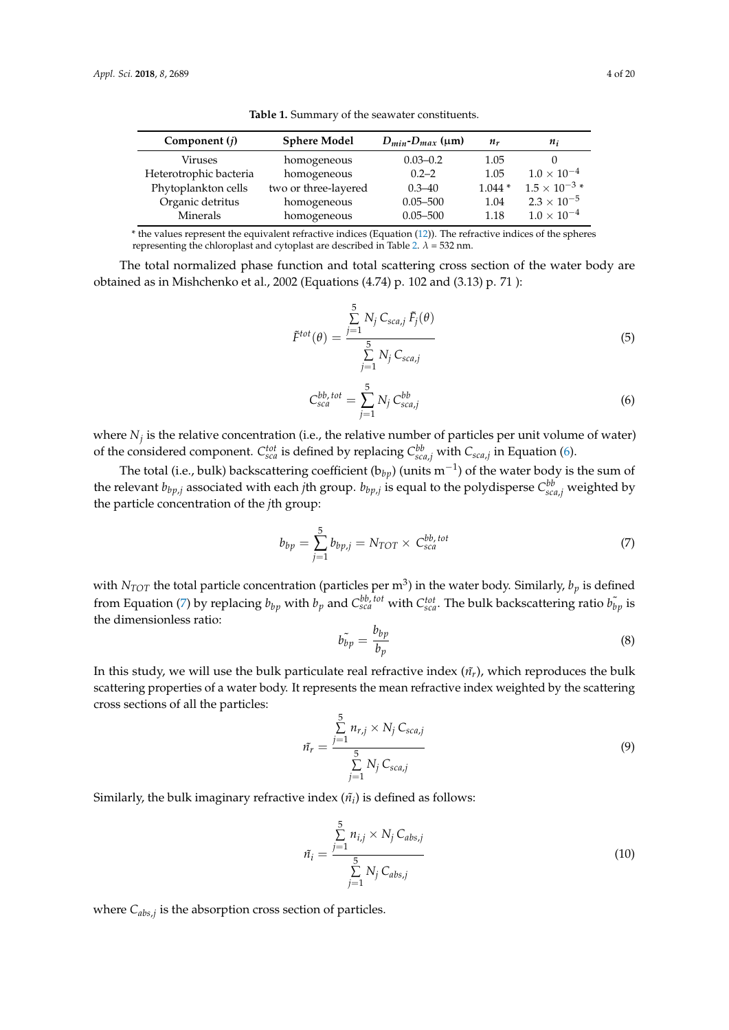**Table 1.** Summary of the seawater constituents.

| Component ($j$) | Sphere Model | $D_{min}$-$D_{max}$ (μm) | $n_r$ | $n_i$ |
|---|---|---|---|---|
| Viruses | homogeneous | 0.03–0.2 | 1.05 | 0 |
| Heterotrophic bacteria | homogeneous | 0.2–2 | 1.05 | $1.0 \times 10^{-4}$ |
| Phytoplankton cells | two or three-layered | 0.3–40 | 1.044 * | $1.5 \times 10^{-3}$ * |
| Organic detritus | homogeneous | 0.05–500 | 1.04 | $2.3 \times 10^{-5}$ |
| Minerals | homogeneous | 0.05–500 | 1.18 | $1.0 \times 10^{-4}$ |

* the values represent the equivalent refractive indices (Equation (12)). The refractive indices of the spheres representing the chloroplast and cytoplast are described in Table 2. $\lambda$ = 532 nm.

The total normalized phase function and total scattering cross section of the water body are obtained as in Mishchenko et al., 2002 (Equations (4.74) p. 102 and (3.13) p. 71 ):

$$\tilde{F}^{tot}(\theta) = \frac{\sum_{j=1}^{5} N_j \, C_{sca,j} \, \tilde{F}_j(\theta)}{\sum_{j=1}^{5} N_j \, C_{sca,j}} \tag{5}$$

$$C_{sca}^{bb,\,tot} = \sum_{j=1}^{5} N_j \, C_{sca,j}^{bb} \tag{6}$$

where $N_j$ is the relative concentration (i.e., the relative number of particles per unit volume of water) of the considered component. $C_{sca}^{tot}$ is defined by replacing $C_{sca,j}^{bb}$ with $C_{sca,j}$ in Equation (6).

The total (i.e., bulk) backscattering coefficient ($b_{bp}$) (units $m^{-1}$) of the water body is the sum of the relevant $b_{bp,j}$ associated with each $j$th group. $b_{bp,j}$ is equal to the polydisperse $C_{sca,j}^{bb}$ weighted by the particle concentration of the $j$th group:

$$b_{bp} = \sum_{j=1}^{5} b_{bp,j} = N_{TOT} \times \, C_{sca}^{bb,\,tot} \tag{7}$$

with $N_{TOT}$ the total particle concentration (particles per $m^3$) in the water body. Similarly, $b_p$ is defined from Equation (7) by replacing $b_{bp}$ with $b_p$ and $C_{sca}^{bb,\,tot}$ with $C_{sca}^{tot}$. The bulk backscattering ratio $\tilde{b_{bp}}$ is the dimensionless ratio:

$$\tilde{b_{bp}} = \frac{b_{bp}}{b_p} \tag{8}$$

In this study, we will use the bulk particulate real refractive index ($\tilde{n_r}$), which reproduces the bulk scattering properties of a water body. It represents the mean refractive index weighted by the scattering cross sections of all the particles:

$$\tilde{n_r} = \frac{\sum_{j=1}^{5} n_{r,j} \times N_j \, C_{sca,j}}{\sum_{j=1}^{5} N_j \, C_{sca,j}} \tag{9}$$

Similarly, the bulk imaginary refractive index ($\tilde{n_i}$) is defined as follows:

$$\tilde{n_i} = \frac{\sum_{j=1}^{5} n_{i,j} \times N_j \, C_{abs,j}}{\sum_{j=1}^{5} N_j \, C_{abs,j}} \tag{10}$$

where $C_{abs,j}$ is the absorption cross section of particles.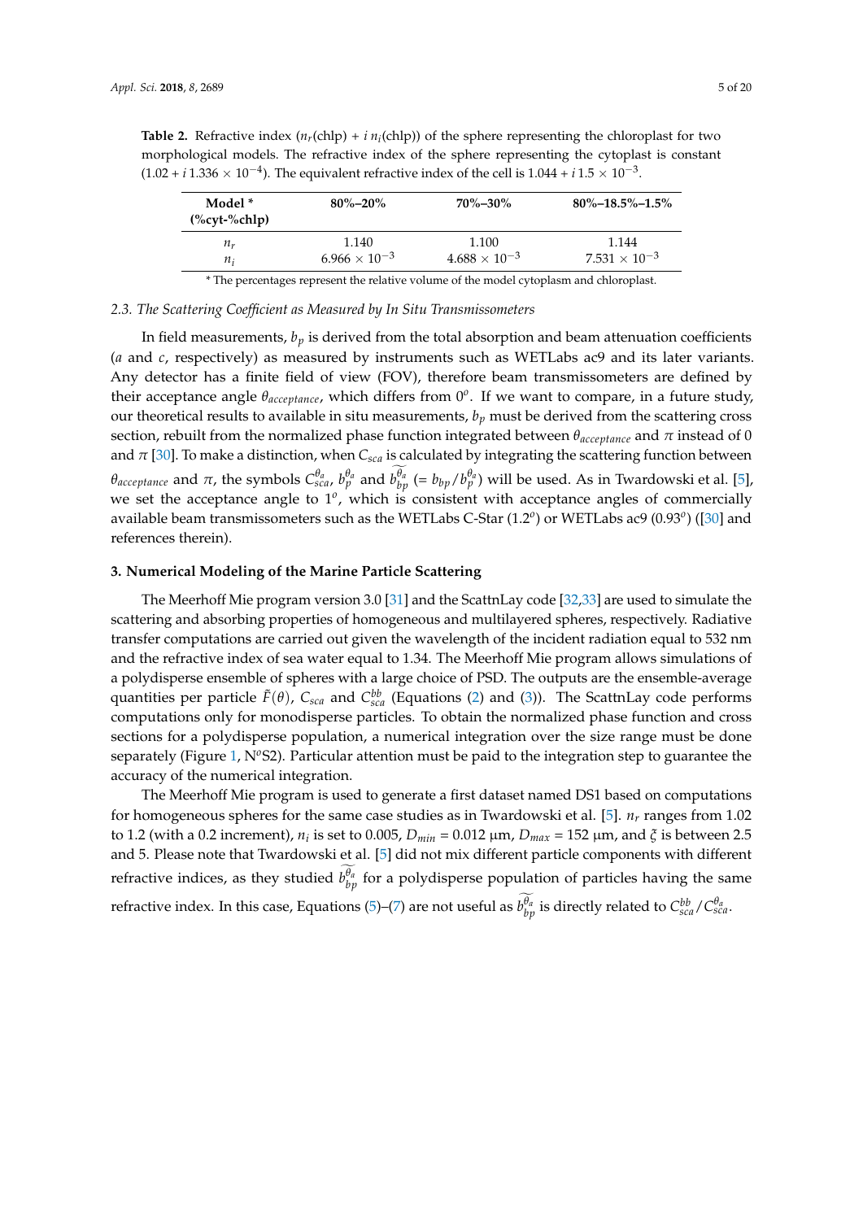**Table 2.** Refractive index ($n_r$(chlp) + $i$ $n_i$(chlp)) of the sphere representing the chloroplast for two morphological models. The refractive index of the sphere representing the cytoplast is constant (1.02 + $i$ 1.336 × $10^{-4}$). The equivalent refractive index of the cell is 1.044 + $i$ 1.5 × $10^{-3}$.

| Model * (%cyt-%chlp) | 80%–20% | 70%–30% | 80%–18.5%–1.5% |
|---|---|---|---|
| $n_r$ | 1.140 | 1.100 | 1.144 |
| $n_i$ | $6.966 \times 10^{-3}$ | $4.688 \times 10^{-3}$ | $7.531 \times 10^{-3}$ |

* The percentages represent the relative volume of the model cytoplasm and chloroplast.

### 2.3. The Scattering Coefficient as Measured by In Situ Transmissometers

In field measurements, $b_p$ is derived from the total absorption and beam attenuation coefficients ($a$ and $c$, respectively) as measured by instruments such as WETLabs ac9 and its later variants. Any detector has a finite field of view (FOV), therefore beam transmissometers are defined by their acceptance angle $\theta_{acceptance}$, which differs from $0^o$. If we want to compare, in a future study, our theoretical results to available in situ measurements, $b_p$ must be derived from the scattering cross section, rebuilt from the normalized phase function integrated between $\theta_{acceptance}$ and $\pi$ instead of 0 and $\pi$ [30]. To make a distinction, when $C_{sca}$ is calculated by integrating the scattering function between $\theta_{acceptance}$ and $\pi$, the symbols $C_{sca}^{\theta_a}$, $b_p^{\theta_a}$ and $\widetilde{b_{bp}^{\theta_a}}$ (= $b_{bp}/b_p^{\theta_a}$) will be used. As in Twardowski et al. [5], we set the acceptance angle to $1^o$, which is consistent with acceptance angles of commercially available beam transmissometers such as the WETLabs C-Star ($1.2^o$) or WETLabs ac9 ($0.93^o$) ([30] and references therein).

## 3. Numerical Modeling of the Marine Particle Scattering

The Meerhoff Mie program version 3.0 [31] and the ScattnLay code [32,33] are used to simulate the scattering and absorbing properties of homogeneous and multilayered spheres, respectively. Radiative transfer computations are carried out given the wavelength of the incident radiation equal to 532 nm and the refractive index of sea water equal to 1.34. The Meerhoff Mie program allows simulations of a polydisperse ensemble of spheres with a large choice of PSD. The outputs are the ensemble-average quantities per particle $\tilde{F}(\theta)$, $C_{sca}$ and $C_{sca}^{bb}$ (Equations (2) and (3)). The ScattnLay code performs computations only for monodisperse particles. To obtain the normalized phase function and cross sections for a polydisperse population, a numerical integration over the size range must be done separately (Figure 1, N$^o$S2). Particular attention must be paid to the integration step to guarantee the accuracy of the numerical integration.

The Meerhoff Mie program is used to generate a first dataset named DS1 based on computations for homogeneous spheres for the same case studies as in Twardowski et al. [5]. $n_r$ ranges from 1.02 to 1.2 (with a 0.2 increment), $n_i$ is set to 0.005, $D_{min}$ = 0.012 µm, $D_{max}$ = 152 µm, and $\xi$ is between 2.5 and 5. Please note that Twardowski et al. [5] did not mix different particle components with different refractive indices, as they studied $\widetilde{b_{bp}^{\theta_a}}$ for a polydisperse population of particles having the same refractive index. In this case, Equations (5)–(7) are not useful as $\widetilde{b_{bp}^{\theta_a}}$ is directly related to $C_{sca}^{bb}/C_{sca}^{\theta_a}$.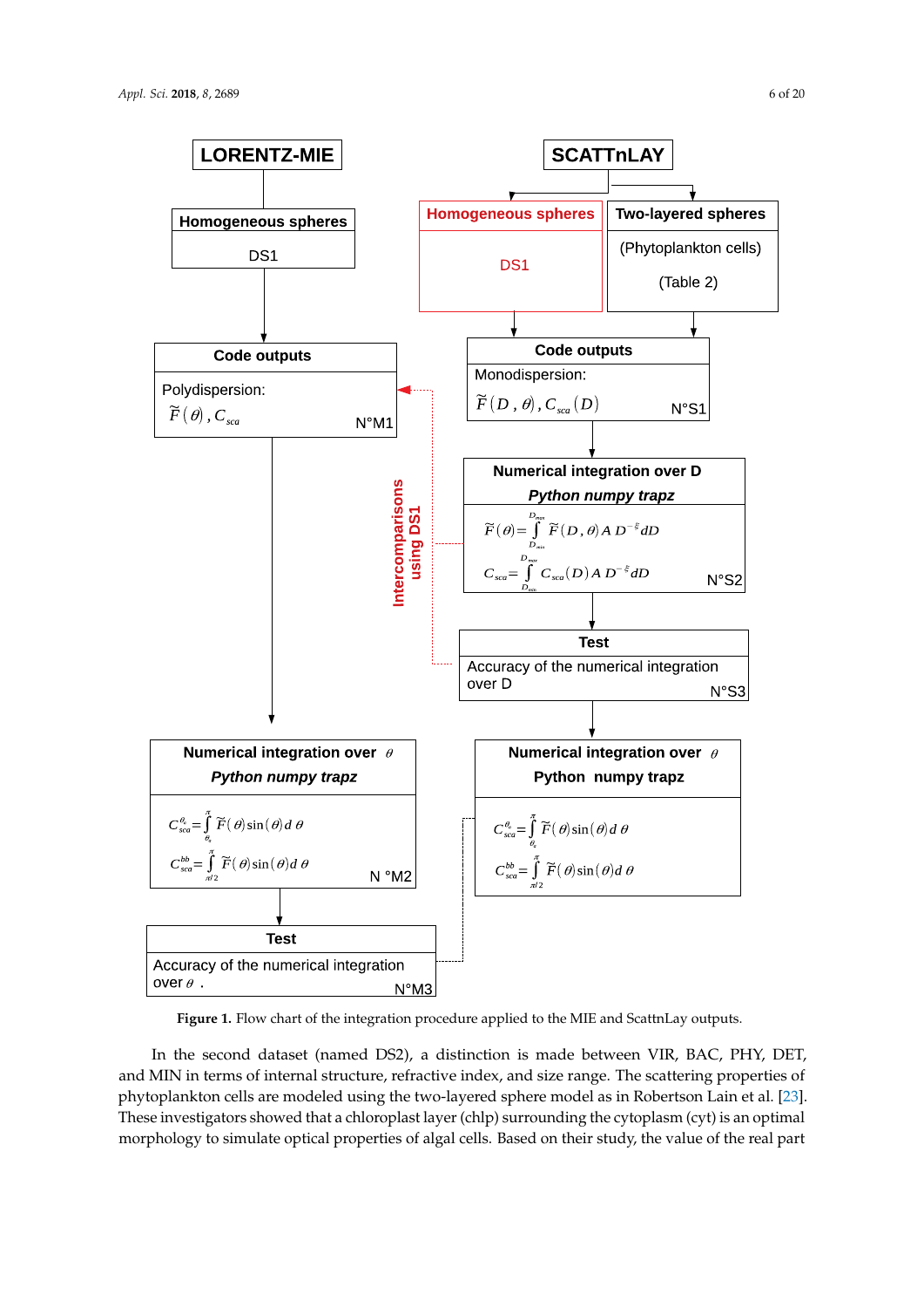**LORENTZ-MIE**

- **Homogeneous spheres**: DS1
- **Code outputs** — Polydispersion: $\widetilde{F}(\theta)$, $C_{sca}$ — N°M1
- **Numerical integration over $\theta$** — *Python numpy trapz*

$$C_{sca}^{\theta_0} = \int_{\theta_0}^{\pi} \widetilde{F}(\theta)\sin(\theta)\, d\theta$$

$$C_{sca}^{bb} = \int_{\pi/2}^{\pi} \widetilde{F}(\theta)\sin(\theta)\, d\theta$$

N °M2

- **Test** — Accuracy of the numerical integration over $\theta$. — N°M3

**SCATTnLAY**

- **Homogeneous spheres**: DS1
- **Two-layered spheres**: (Phytoplankton cells) (Table 2)
- **Code outputs** — Monodispersion: $\widetilde{F}(D, \theta)$, $C_{sca}(D)$ — N°S1
- **Numerical integration over D** — *Python numpy trapz*

$$\widetilde{F}(\theta) = \int_{D_{min}}^{D_{max}} \widetilde{F}(D, \theta)\, A\, D^{-\xi}\, dD$$

$$C_{sca} = \int_{D_{min}}^{D_{max}} C_{sca}(D)\, A\, D^{-\xi}\, dD$$

N°S2

- **Test** — Accuracy of the numerical integration over D — N°S3
- **Numerical integration over $\theta$** — **Python numpy trapz**

$$C_{sca}^{\theta_0} = \int_{\theta_0}^{\pi} \widetilde{F}(\theta)\sin(\theta)\, d\theta$$

$$C_{sca}^{bb} = \int_{\pi/2}^{\pi} \widetilde{F}(\theta)\sin(\theta)\, d\theta$$

**Intercomparisons using DS1**

**Figure 1.** Flow chart of the integration procedure applied to the MIE and ScattnLay outputs.

In the second dataset (named DS2), a distinction is made between VIR, BAC, PHY, DET, and MIN in terms of internal structure, refractive index, and size range. The scattering properties of phytoplankton cells are modeled using the two-layered sphere model as in Robertson Lain et al. [23]. These investigators showed that a chloroplast layer (chlp) surrounding the cytoplasm (cyt) is an optimal morphology to simulate optical properties of algal cells. Based on their study, the value of the real part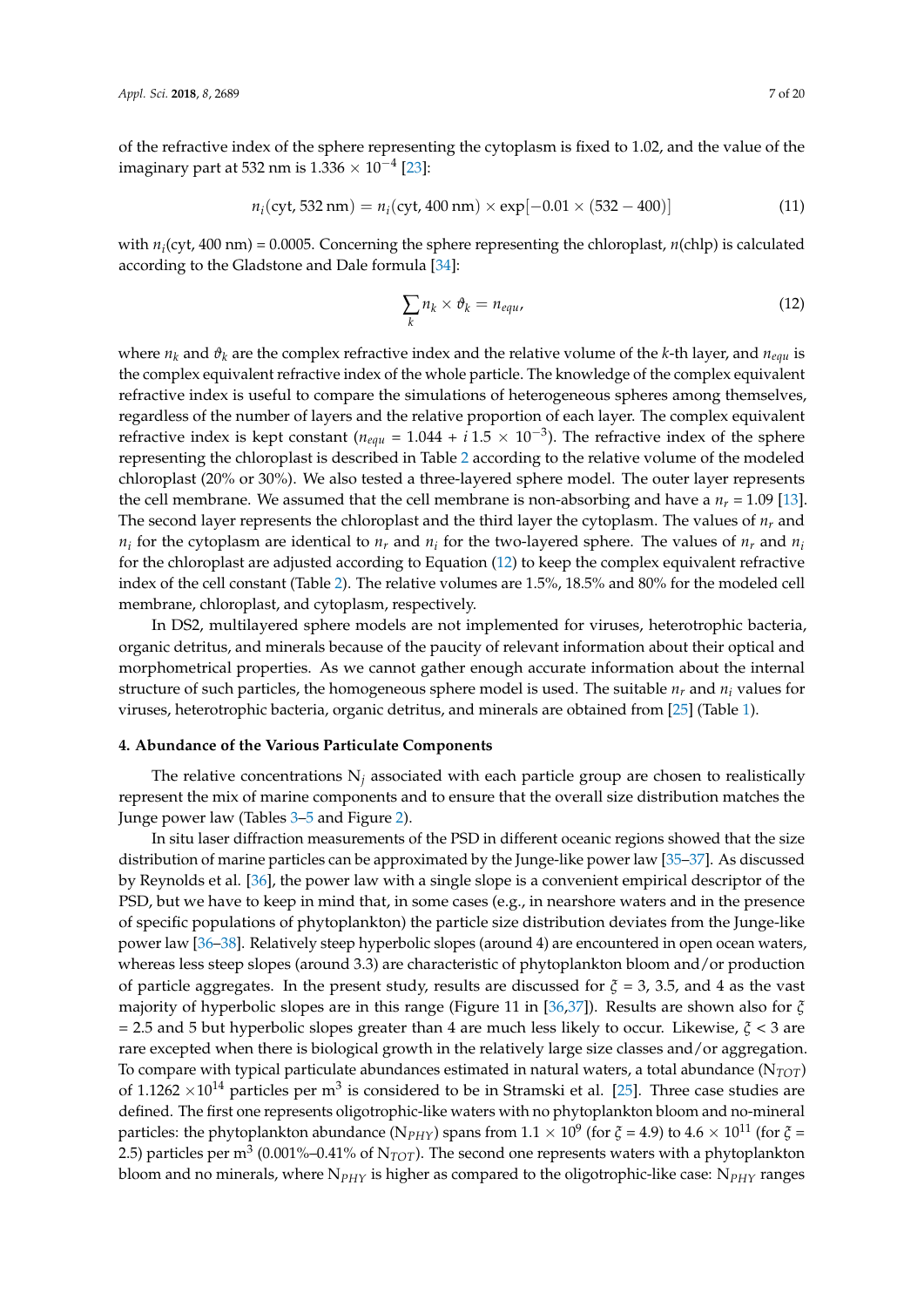of the refractive index of the sphere representing the cytoplasm is fixed to 1.02, and the value of the imaginary part at 532 nm is $1.336 \times 10^{-4}$ [23]:

$$n_i(\text{cyt}, 532\text{ nm}) = n_i(\text{cyt}, 400\text{ nm}) \times \exp[-0.01 \times (532 - 400)] \tag{11}$$

with $n_i(\text{cyt}, 400\text{ nm}) = 0.0005$. Concerning the sphere representing the chloroplast, $n(\text{chlp})$ is calculated according to the Gladstone and Dale formula [34]:

$$\sum_k n_k \times \vartheta_k = n_{equ}, \tag{12}$$

where $n_k$ and $\vartheta_k$ are the complex refractive index and the relative volume of the $k$-th layer, and $n_{equ}$ is the complex equivalent refractive index of the whole particle. The knowledge of the complex equivalent refractive index is useful to compare the simulations of heterogeneous spheres among themselves, regardless of the number of layers and the relative proportion of each layer. The complex equivalent refractive index is kept constant ($n_{equ} = 1.044 + i\,1.5 \times 10^{-3}$). The refractive index of the sphere representing the chloroplast is described in Table 2 according to the relative volume of the modeled chloroplast (20% or 30%). We also tested a three-layered sphere model. The outer layer represents the cell membrane. We assumed that the cell membrane is non-absorbing and have a $n_r = 1.09$ [13]. The second layer represents the chloroplast and the third layer the cytoplasm. The values of $n_r$ and $n_i$ for the cytoplasm are identical to $n_r$ and $n_i$ for the two-layered sphere. The values of $n_r$ and $n_i$ for the chloroplast are adjusted according to Equation (12) to keep the complex equivalent refractive index of the cell constant (Table 2). The relative volumes are 1.5%, 18.5% and 80% for the modeled cell membrane, chloroplast, and cytoplasm, respectively.

In DS2, multilayered sphere models are not implemented for viruses, heterotrophic bacteria, organic detritus, and minerals because of the paucity of relevant information about their optical and morphometrical properties. As we cannot gather enough accurate information about the internal structure of such particles, the homogeneous sphere model is used. The suitable $n_r$ and $n_i$ values for viruses, heterotrophic bacteria, organic detritus, and minerals are obtained from [25] (Table 1).

## 4. Abundance of the Various Particulate Components

The relative concentrations $N_j$ associated with each particle group are chosen to realistically represent the mix of marine components and to ensure that the overall size distribution matches the Junge power law (Tables 3–5 and Figure 2).

In situ laser diffraction measurements of the PSD in different oceanic regions showed that the size distribution of marine particles can be approximated by the Junge-like power law [35–37]. As discussed by Reynolds et al. [36], the power law with a single slope is a convenient empirical descriptor of the PSD, but we have to keep in mind that, in some cases (e.g., in nearshore waters and in the presence of specific populations of phytoplankton) the particle size distribution deviates from the Junge-like power law [36–38]. Relatively steep hyperbolic slopes (around 4) are encountered in open ocean waters, whereas less steep slopes (around 3.3) are characteristic of phytoplankton bloom and/or production of particle aggregates. In the present study, results are discussed for $\xi$ = 3, 3.5, and 4 as the vast majority of hyperbolic slopes are in this range (Figure 11 in [36,37]). Results are shown also for $\xi$ = 2.5 and 5 but hyperbolic slopes greater than 4 are much less likely to occur. Likewise, $\xi < 3$ are rare excepted when there is biological growth in the relatively large size classes and/or aggregation. To compare with typical particulate abundances estimated in natural waters, a total abundance ($N_{TOT}$) of $1.1262 \times 10^{14}$ particles per $m^3$ is considered to be in Stramski et al. [25]. Three case studies are defined. The first one represents oligotrophic-like waters with no phytoplankton bloom and no-mineral particles: the phytoplankton abundance ($N_{PHY}$) spans from $1.1 \times 10^9$ (for $\xi$ = 4.9) to $4.6 \times 10^{11}$ (for $\xi$ = 2.5) particles per $m^3$ (0.001%–0.41% of $N_{TOT}$). The second one represents waters with a phytoplankton bloom and no minerals, where $N_{PHY}$ is higher as compared to the oligotrophic-like case: $N_{PHY}$ ranges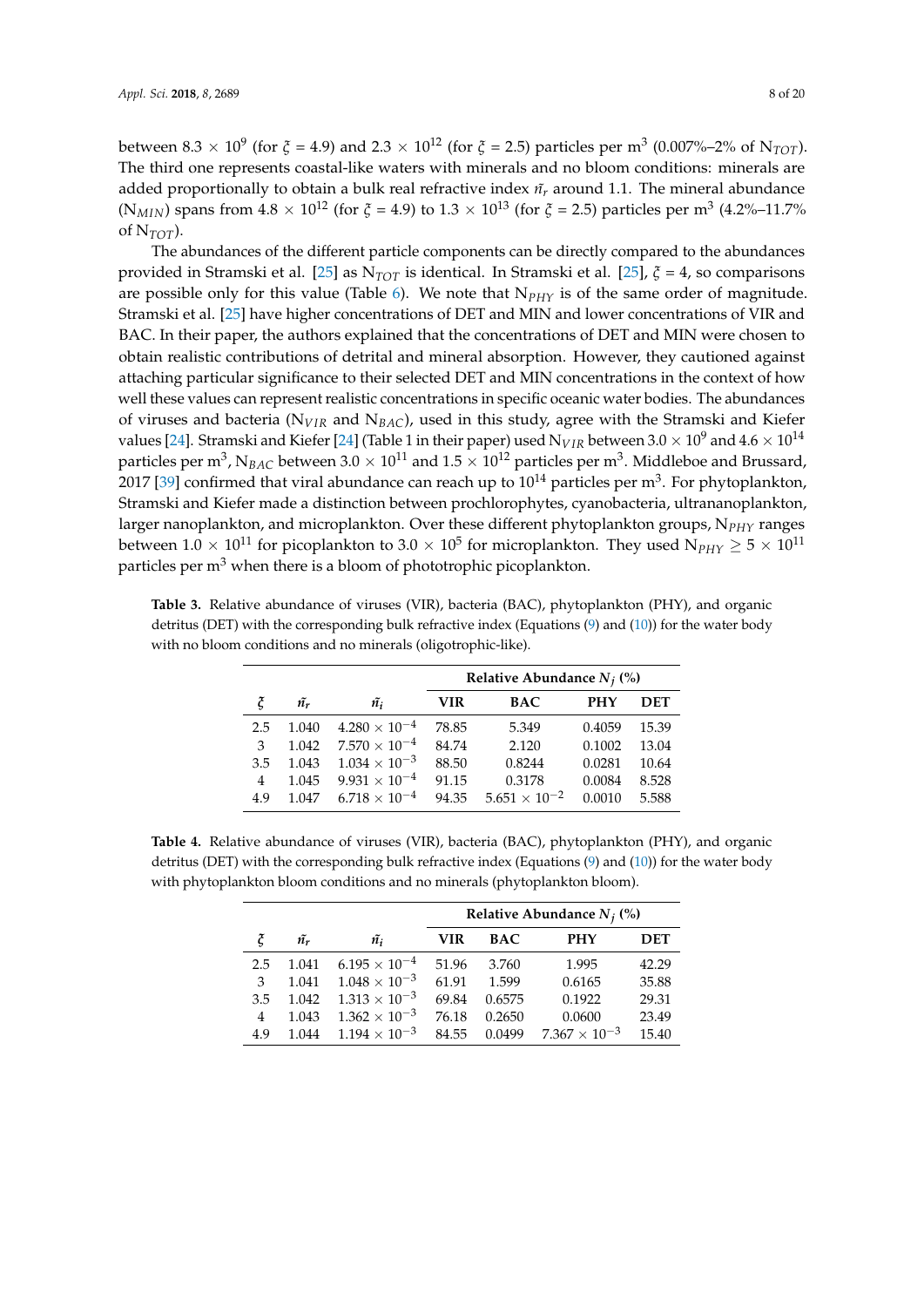between $8.3 \times 10^9$ (for $\xi$ = 4.9) and $2.3 \times 10^{12}$ (for $\xi$ = 2.5) particles per $m^3$ (0.007%–2% of $N_{TOT}$). The third one represents coastal-like waters with minerals and no bloom conditions: minerals are added proportionally to obtain a bulk real refractive index $\tilde{n}_r$ around 1.1. The mineral abundance ($N_{MIN}$) spans from $4.8 \times 10^{12}$ (for $\xi$ = 4.9) to $1.3 \times 10^{13}$ (for $\xi$ = 2.5) particles per $m^3$ (4.2%–11.7% of $N_{TOT}$).

The abundances of the different particle components can be directly compared to the abundances provided in Stramski et al. [25] as $N_{TOT}$ is identical. In Stramski et al. [25], $\xi$ = 4, so comparisons are possible only for this value (Table 6). We note that $N_{PHY}$ is of the same order of magnitude. Stramski et al. [25] have higher concentrations of DET and MIN and lower concentrations of VIR and BAC. In their paper, the authors explained that the concentrations of DET and MIN were chosen to obtain realistic contributions of detrital and mineral absorption. However, they cautioned against attaching particular significance to their selected DET and MIN concentrations in the context of how well these values can represent realistic concentrations in specific oceanic water bodies. The abundances of viruses and bacteria ($N_{VIR}$ and $N_{BAC}$), used in this study, agree with the Stramski and Kiefer values [24]. Stramski and Kiefer [24] (Table 1 in their paper) used $N_{VIR}$ between $3.0 \times 10^9$ and $4.6 \times 10^{14}$ particles per $m^3$, $N_{BAC}$ between $3.0 \times 10^{11}$ and $1.5 \times 10^{12}$ particles per $m^3$. Middleboe and Brussard, 2017 [39] confirmed that viral abundance can reach up to $10^{14}$ particles per $m^3$. For phytoplankton, Stramski and Kiefer made a distinction between prochlorophytes, cyanobacteria, ultrananoplankton, larger nanoplankton, and microplankton. Over these different phytoplankton groups, $N_{PHY}$ ranges between $1.0 \times 10^{11}$ for picoplankton to $3.0 \times 10^5$ for microplankton. They used $N_{PHY} \geq 5 \times 10^{11}$ particles per $m^3$ when there is a bloom of phototrophic picoplankton.

**Table 3.** Relative abundance of viruses (VIR), bacteria (BAC), phytoplankton (PHY), and organic detritus (DET) with the corresponding bulk refractive index (Equations (9) and (10)) for the water body with no bloom conditions and no minerals (oligotrophic-like).

| | | | Relative Abundance $N_j$ (%) | | | |
|---|---|---|---|---|---|---|
| $\xi$ | $\tilde{n}_r$ | $\tilde{n}_i$ | **VIR** | **BAC** | **PHY** | **DET** |
| 2.5 | 1.040 | $4.280 \times 10^{-4}$ | 78.85 | 5.349 | 0.4059 | 15.39 |
| 3 | 1.042 | $7.570 \times 10^{-4}$ | 84.74 | 2.120 | 0.1002 | 13.04 |
| 3.5 | 1.043 | $1.034 \times 10^{-3}$ | 88.50 | 0.8244 | 0.0281 | 10.64 |
| 4 | 1.045 | $9.931 \times 10^{-4}$ | 91.15 | 0.3178 | 0.0084 | 8.528 |
| 4.9 | 1.047 | $6.718 \times 10^{-4}$ | 94.35 | $5.651 \times 10^{-2}$ | 0.0010 | 5.588 |

**Table 4.** Relative abundance of viruses (VIR), bacteria (BAC), phytoplankton (PHY), and organic detritus (DET) with the corresponding bulk refractive index (Equations (9) and (10)) for the water body with phytoplankton bloom conditions and no minerals (phytoplankton bloom).

| | | | Relative Abundance $N_j$ (%) | | | |
|---|---|---|---|---|---|---|
| $\xi$ | $\tilde{n}_r$ | $\tilde{n}_i$ | **VIR** | **BAC** | **PHY** | **DET** |
| 2.5 | 1.041 | $6.195 \times 10^{-4}$ | 51.96 | 3.760 | 1.995 | 42.29 |
| 3 | 1.041 | $1.048 \times 10^{-3}$ | 61.91 | 1.599 | 0.6165 | 35.88 |
| 3.5 | 1.042 | $1.313 \times 10^{-3}$ | 69.84 | 0.6575 | 0.1922 | 29.31 |
| 4 | 1.043 | $1.362 \times 10^{-3}$ | 76.18 | 0.2650 | 0.0600 | 23.49 |
| 4.9 | 1.044 | $1.194 \times 10^{-3}$ | 84.55 | 0.0499 | $7.367 \times 10^{-3}$ | 15.40 |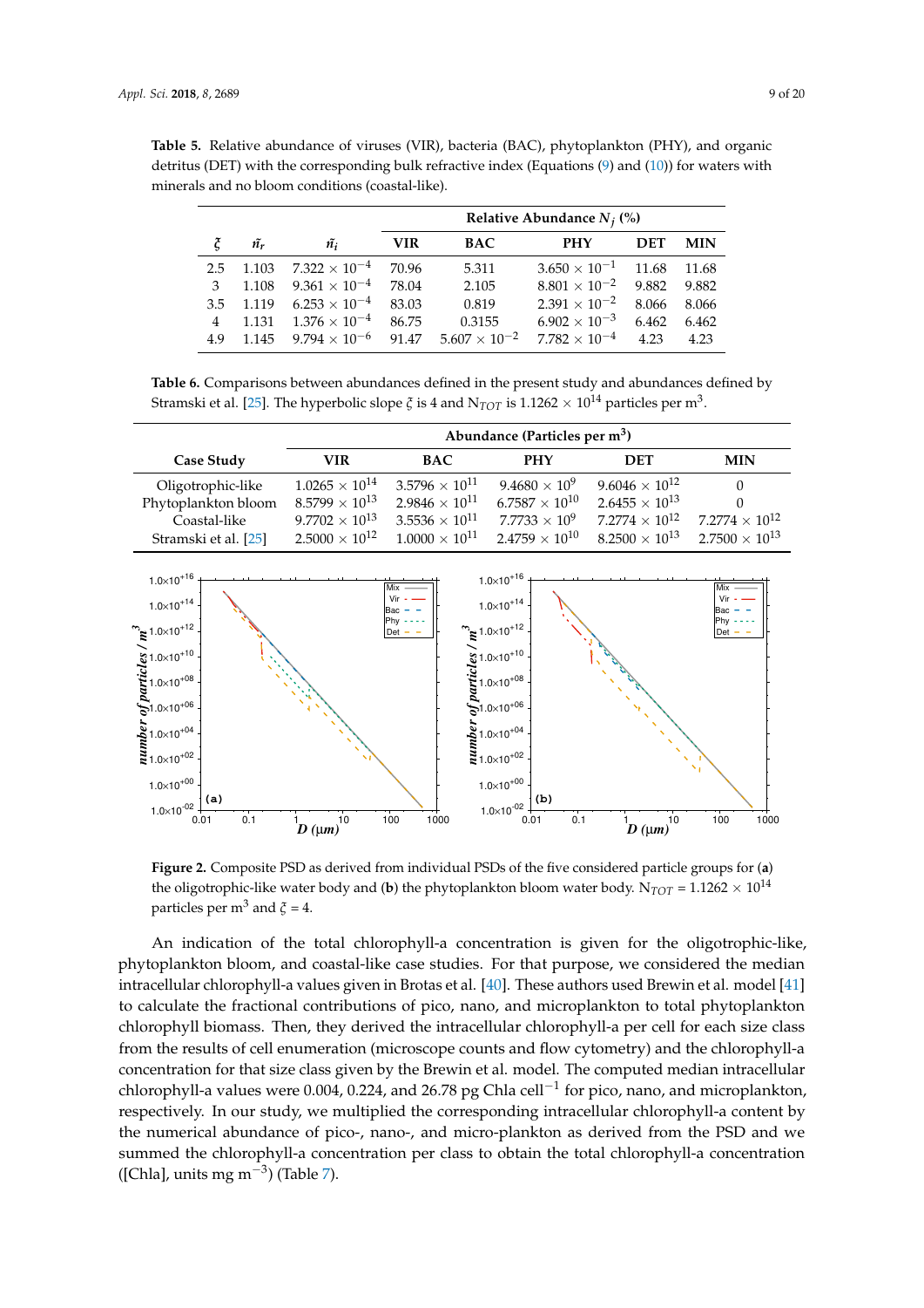**Table 5.** Relative abundance of viruses (VIR), bacteria (BAC), phytoplankton (PHY), and organic detritus (DET) with the corresponding bulk refractive index (Equations (9) and (10)) for waters with minerals and no bloom conditions (coastal-like).

| $\xi$ | $\tilde{n}_r$ | $\tilde{n}_i$ | Relative Abundance $N_j$ (%) | | | | |
|---|---|---|---|---|---|---|---|
| | | | VIR | BAC | PHY | DET | MIN |
| 2.5 | 1.103 | $7.322 \times 10^{-4}$ | 70.96 | 5.311 | $3.650 \times 10^{-1}$ | 11.68 | 11.68 |
| 3 | 1.108 | $9.361 \times 10^{-4}$ | 78.04 | 2.105 | $8.801 \times 10^{-2}$ | 9.882 | 9.882 |
| 3.5 | 1.119 | $6.253 \times 10^{-4}$ | 83.03 | 0.819 | $2.391 \times 10^{-2}$ | 8.066 | 8.066 |
| 4 | 1.131 | $1.376 \times 10^{-4}$ | 86.75 | 0.3155 | $6.902 \times 10^{-3}$ | 6.462 | 6.462 |
| 4.9 | 1.145 | $9.794 \times 10^{-6}$ | 91.47 | $5.607 \times 10^{-2}$ | $7.782 \times 10^{-4}$ | 4.23 | 4.23 |

**Table 6.** Comparisons between abundances defined in the present study and abundances defined by Stramski et al. [25]. The hyperbolic slope $\xi$ is 4 and $N_{TOT}$ is $1.1262 \times 10^{14}$ particles per $m^3$.

| Case Study | Abundance (Particles per $m^3$) | | | | |
|---|---|---|---|---|---|
| | VIR | BAC | PHY | DET | MIN |
| Oligotrophic-like | $1.0265 \times 10^{14}$ | $3.5796 \times 10^{11}$ | $9.4680 \times 10^{9}$ | $9.6046 \times 10^{12}$ | 0 |
| Phytoplankton bloom | $8.5799 \times 10^{13}$ | $2.9846 \times 10^{11}$ | $6.7587 \times 10^{10}$ | $2.6455 \times 10^{13}$ | 0 |
| Coastal-like | $9.7702 \times 10^{13}$ | $3.5536 \times 10^{11}$ | $7.7733 \times 10^{9}$ | $7.2774 \times 10^{12}$ | $7.2774 \times 10^{12}$ |
| Stramski et al. [25] | $2.5000 \times 10^{12}$ | $1.0000 \times 10^{11}$ | $2.4759 \times 10^{10}$ | $8.2500 \times 10^{13}$ | $2.7500 \times 10^{13}$ |

**Figure 2.** Composite PSD as derived from individual PSDs of the five considered particle groups for (**a**) the oligotrophic-like water body and (**b**) the phytoplankton bloom water body. $N_{TOT} = 1.1262 \times 10^{14}$ particles per $m^3$ and $\xi = 4$.

An indication of the total chlorophyll-a concentration is given for the oligotrophic-like, phytoplankton bloom, and coastal-like case studies. For that purpose, we considered the median intracellular chlorophyll-a values given in Brotas et al. [40]. These authors used Brewin et al. model [41] to calculate the fractional contributions of pico, nano, and microplankton to total phytoplankton chlorophyll biomass. Then, they derived the intracellular chlorophyll-a per cell for each size class from the results of cell enumeration (microscope counts and flow cytometry) and the chlorophyll-a concentration for that size class given by the Brewin et al. model. The computed median intracellular chlorophyll-a values were 0.004, 0.224, and 26.78 pg Chla cell$^{-1}$ for pico, nano, and microplankton, respectively. In our study, we multiplied the corresponding intracellular chlorophyll-a content by the numerical abundance of pico-, nano-, and micro-plankton as derived from the PSD and we summed the chlorophyll-a concentration per class to obtain the total chlorophyll-a concentration ([Chla], units mg m$^{-3}$) (Table 7).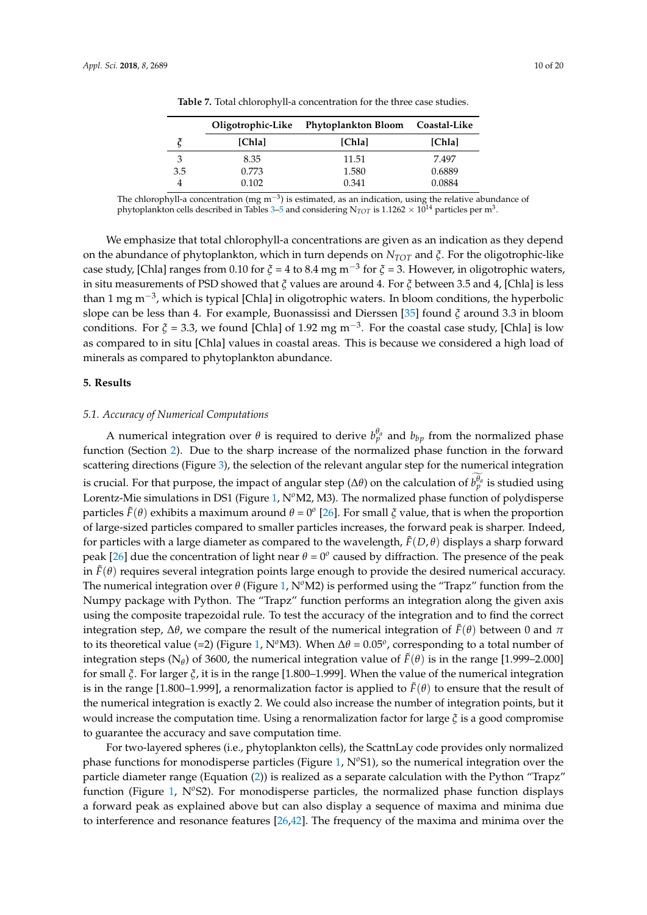**Table 7.** Total chlorophyll-a concentration for the three case studies.

| | Oligotrophic-Like | Phytoplankton Bloom | Coastal-Like |
|---|---|---|---|
| $\xi$ | [Chla] | [Chla] | [Chla] |
| 3 | 8.35 | 11.51 | 7.497 |
| 3.5 | 0.773 | 1.580 | 0.6889 |
| 4 | 0.102 | 0.341 | 0.0884 |

The chlorophyll-a concentration (mg $m^{-3}$) is estimated, as an indication, using the relative abundance of phytoplankton cells described in Tables 3–5 and considering $N_{TOT}$ is $1.1262 \times 10^{14}$ particles per $m^3$.

We emphasize that total chlorophyll-a concentrations are given as an indication as they depend on the abundance of phytoplankton, which in turn depends on $N_{TOT}$ and $\xi$. For the oligotrophic-like case study, [Chla] ranges from 0.10 for $\xi$ = 4 to 8.4 mg $m^{-3}$ for $\xi$ = 3. However, in oligotrophic waters, in situ measurements of PSD showed that $\xi$ values are around 4. For $\xi$ between 3.5 and 4, [Chla] is less than 1 mg $m^{-3}$, which is typical [Chla] in oligotrophic waters. In bloom conditions, the hyperbolic slope can be less than 4. For example, Buonassissi and Dierssen [35] found $\xi$ around 3.3 in bloom conditions. For $\xi$ = 3.3, we found [Chla] of 1.92 mg $m^{-3}$. For the coastal case study, [Chla] is low as compared to in situ [Chla] values in coastal areas. This is because we considered a high load of minerals as compared to phytoplankton abundance.

## 5. Results

### 5.1. Accuracy of Numerical Computations

A numerical integration over $\theta$ is required to derive $b_p^{\theta_a}$ and $b_{bp}$ from the normalized phase function (Section 2). Due to the sharp increase of the normalized phase function in the forward scattering directions (Figure 3), the selection of the relevant angular step for the numerical integration is crucial. For that purpose, the impact of angular step ($\Delta\theta$) on the calculation of $\widetilde{b_p^{\theta_a}}$ is studied using Lorentz-Mie simulations in DS1 (Figure 1, N$^o$M2, M3). The normalized phase function of polydisperse particles $\tilde{F}(\theta)$ exhibits a maximum around $\theta = 0^o$ [26]. For small $\xi$ value, that is when the proportion of large-sized particles compared to smaller particles increases, the forward peak is sharper. Indeed, for particles with a large diameter as compared to the wavelength, $\tilde{F}(D, \theta)$ displays a sharp forward peak [26] due the concentration of light near $\theta = 0^o$ caused by diffraction. The presence of the peak in $\tilde{F}(\theta)$ requires several integration points large enough to provide the desired numerical accuracy. The numerical integration over $\theta$ (Figure 1, N$^o$M2) is performed using the "Trapz" function from the Numpy package with Python. The "Trapz" function performs an integration along the given axis using the composite trapezoidal rule. To test the accuracy of the integration and to find the correct integration step, $\Delta\theta$, we compare the result of the numerical integration of $\tilde{F}(\theta)$ between 0 and $\pi$ to its theoretical value (=2) (Figure 1, N$^o$M3). When $\Delta\theta = 0.05^o$, corresponding to a total number of integration steps ($N_\theta$) of 3600, the numerical integration value of $\tilde{F}(\theta)$ is in the range [1.999–2.000] for small $\xi$. For larger $\xi$, it is in the range [1.800–1.999]. When the value of the numerical integration is in the range [1.800–1.999], a renormalization factor is applied to $\tilde{F}(\theta)$ to ensure that the result of the numerical integration is exactly 2. We could also increase the number of integration points, but it would increase the computation time. Using a renormalization factor for large $\xi$ is a good compromise to guarantee the accuracy and save computation time.

For two-layered spheres (i.e., phytoplankton cells), the ScattnLay code provides only normalized phase functions for monodisperse particles (Figure 1, N$^o$S1), so the numerical integration over the particle diameter range (Equation (2)) is realized as a separate calculation with the Python "Trapz" function (Figure 1, N$^o$S2). For monodisperse particles, the normalized phase function displays a forward peak as explained above but can also display a sequence of maxima and minima due to interference and resonance features [26,42]. The frequency of the maxima and minima over the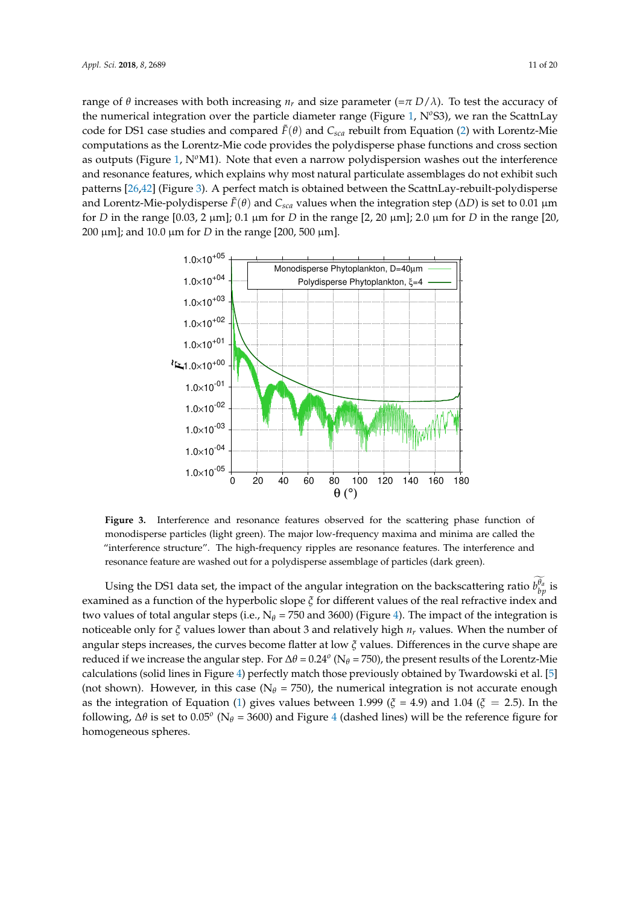range of $\theta$ increases with both increasing $n_r$ and size parameter ($=\pi\ D/\lambda$). To test the accuracy of the numerical integration over the particle diameter range (Figure 1, N$^o$S3), we ran the ScattnLay code for DS1 case studies and compared $\tilde{F}(\theta)$ and $C_{sca}$ rebuilt from Equation (2) with Lorentz-Mie computations as the Lorentz-Mie code provides the polydisperse phase functions and cross section as outputs (Figure 1, N$^o$M1). Note that even a narrow polydispersion washes out the interference and resonance features, which explains why most natural particulate assemblages do not exhibit such patterns [26,42] (Figure 3). A perfect match is obtained between the ScattnLay-rebuilt-polydisperse and Lorentz-Mie-polydisperse $\tilde{F}(\theta)$ and $C_{sca}$ values when the integration step ($\Delta D$) is set to 0.01 µm for $D$ in the range [0.03, 2 µm]; 0.1 µm for $D$ in the range [2, 20 µm]; 2.0 µm for $D$ in the range [20, 200 µm]; and 10.0 µm for $D$ in the range [200, 500 µm].

**Figure 3.** Interference and resonance features observed for the scattering phase function of monodisperse particles (light green). The major low-frequency maxima and minima are called the "interference structure". The high-frequency ripples are resonance features. The interference and resonance feature are washed out for a polydisperse assemblage of particles (dark green).

Using the DS1 data set, the impact of the angular integration on the backscattering ratio $\widetilde{b_{bp}^{\theta_a}}$ is examined as a function of the hyperbolic slope $\xi$ for different values of the real refractive index and two values of total angular steps (i.e., $N_\theta$ = 750 and 3600) (Figure 4). The impact of the integration is noticeable only for $\xi$ values lower than about 3 and relatively high $n_r$ values. When the number of angular steps increases, the curves become flatter at low $\xi$ values. Differences in the curve shape are reduced if we increase the angular step. For $\Delta\theta = 0.24^o$ ($N_\theta$ = 750), the present results of the Lorentz-Mie calculations (solid lines in Figure 4) perfectly match those previously obtained by Twardowski et al. [5] (not shown). However, in this case ($N_\theta$ = 750), the numerical integration is not accurate enough as the integration of Equation (1) gives values between 1.999 ($\xi$ = 4.9) and 1.04 ($\xi$ = 2.5). In the following, $\Delta\theta$ is set to $0.05^o$ ($N_\theta$ = 3600) and Figure 4 (dashed lines) will be the reference figure for homogeneous spheres.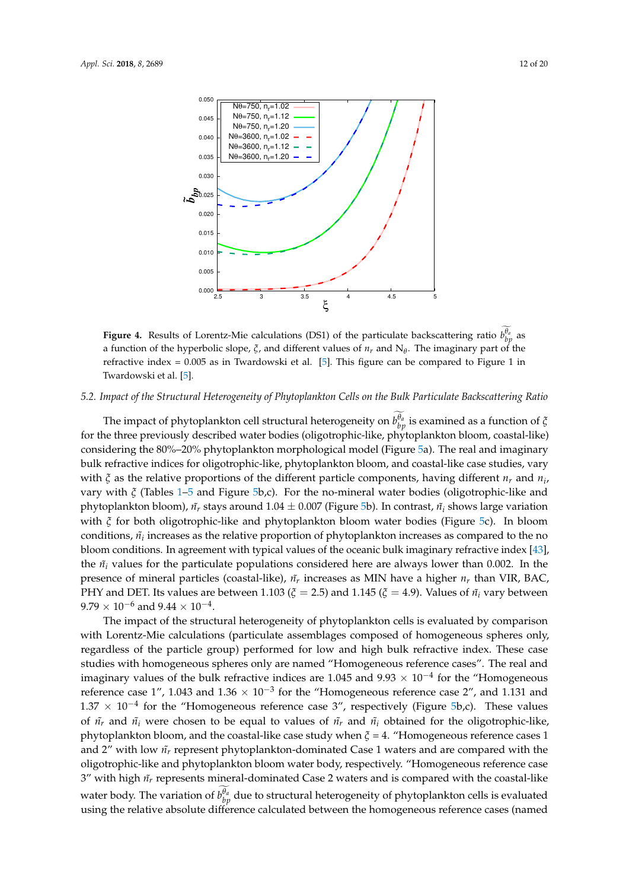**Figure 4.** Results of Lorentz-Mie calculations (DS1) of the particulate backscattering ratio $\widetilde{b_{bp}^{\theta_a}}$ as a function of the hyperbolic slope, $\xi$, and different values of $n_r$ and $N_\theta$. The imaginary part of the refractive index = 0.005 as in Twardowski et al. [5]. This figure can be compared to Figure 1 in Twardowski et al. [5].

### 5.2. Impact of the Structural Heterogeneity of Phytoplankton Cells on the Bulk Particulate Backscattering Ratio

The impact of phytoplankton cell structural heterogeneity on $\widetilde{b_{bp}^{\theta_a}}$ is examined as a function of $\xi$ for the three previously described water bodies (oligotrophic-like, phytoplankton bloom, coastal-like) considering the 80%–20% phytoplankton morphological model (Figure 5a). The real and imaginary bulk refractive indices for oligotrophic-like, phytoplankton bloom, and coastal-like case studies, vary with $\xi$ as the relative proportions of the different particle components, having different $n_r$ and $n_i$, vary with $\xi$ (Tables 1–5 and Figure 5b,c). For the no-mineral water bodies (oligotrophic-like and phytoplankton bloom), $\tilde{n}_r$ stays around 1.04 $\pm$ 0.007 (Figure 5b). In contrast, $\tilde{n}_i$ shows large variation with $\xi$ for both oligotrophic-like and phytoplankton bloom water bodies (Figure 5c). In bloom conditions, $\tilde{n}_i$ increases as the relative proportion of phytoplankton increases as compared to the no bloom conditions. In agreement with typical values of the oceanic bulk imaginary refractive index [43], the $\tilde{n}_i$ values for the particulate populations considered here are always lower than 0.002. In the presence of mineral particles (coastal-like), $\tilde{n}_r$ increases as MIN have a higher $n_r$ than VIR, BAC, PHY and DET. Its values are between 1.103 ($\xi = 2.5$) and 1.145 ($\xi = 4.9$). Values of $\tilde{n}_i$ vary between $9.79 \times 10^{-6}$ and $9.44 \times 10^{-4}$.

The impact of the structural heterogeneity of phytoplankton cells is evaluated by comparison with Lorentz-Mie calculations (particulate assemblages composed of homogeneous spheres only, regardless of the particle group) performed for low and high bulk refractive index. These case studies with homogeneous spheres only are named "Homogeneous reference cases". The real and imaginary values of the bulk refractive indices are 1.045 and $9.93 \times 10^{-4}$ for the "Homogeneous reference case 1", 1.043 and $1.36 \times 10^{-3}$ for the "Homogeneous reference case 2", and 1.131 and $1.37 \times 10^{-4}$ for the "Homogeneous reference case 3", respectively (Figure 5b,c). These values of $\tilde{n}_r$ and $\tilde{n}_i$ were chosen to be equal to values of $\tilde{n}_r$ and $\tilde{n}_i$ obtained for the oligotrophic-like, phytoplankton bloom, and the coastal-like case study when $\xi$ = 4. "Homogeneous reference cases 1 and 2" with low $\tilde{n}_r$ represent phytoplankton-dominated Case 1 waters and are compared with the oligotrophic-like and phytoplankton bloom water body, respectively. "Homogeneous reference case 3" with high $\tilde{n}_r$ represents mineral-dominated Case 2 waters and is compared with the coastal-like water body. The variation of $\widetilde{b_{bp}^{\theta_a}}$ due to structural heterogeneity of phytoplankton cells is evaluated using the relative absolute difference calculated between the homogeneous reference cases (named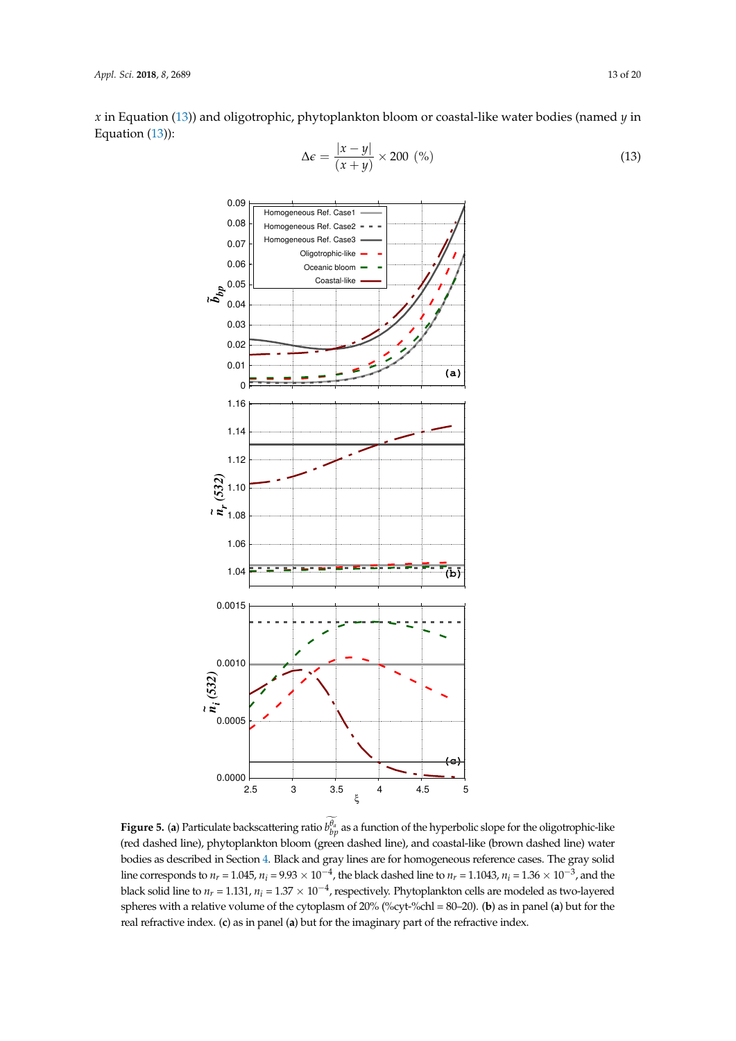$x$ in Equation (13)) and oligotrophic, phytoplankton bloom or coastal-like water bodies (named $y$ in Equation (13)):

$$\Delta\epsilon = \frac{|x - y|}{(x + y)} \times 200 \;(\%) \tag{13}$$

**Figure 5.** (**a**) Particulate backscattering ratio $\widetilde{b_{bp}^{\theta_a}}$ as a function of the hyperbolic slope for the oligotrophic-like (red dashed line), phytoplankton bloom (green dashed line), and coastal-like (brown dashed line) water bodies as described in Section 4. Black and gray lines are for homogeneous reference cases. The gray solid line corresponds to $n_r$ = 1.045, $n_i$ = 9.93 × $10^{-4}$, the black dashed line to $n_r$ = 1.1043, $n_i$ = 1.36 × $10^{-3}$, and the black solid line to $n_r$ = 1.131, $n_i$ = 1.37 × $10^{-4}$, respectively. Phytoplankton cells are modeled as two-layered spheres with a relative volume of the cytoplasm of 20% (%cyt-%chl = 80–20). (**b**) as in panel (**a**) but for the real refractive index. (**c**) as in panel (**a**) but for the imaginary part of the refractive index.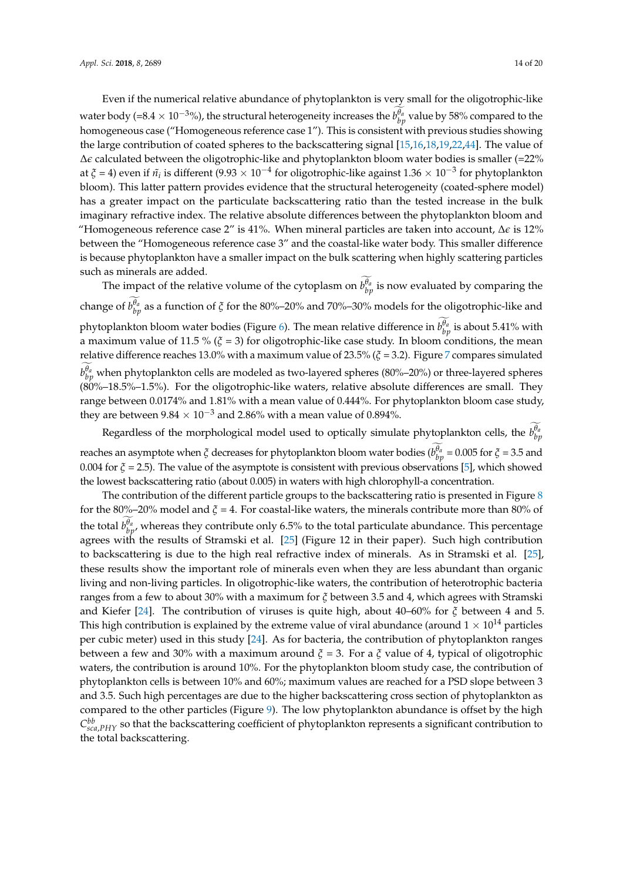Even if the numerical relative abundance of phytoplankton is very small for the oligotrophic-like water body (=8.4 × $10^{-3}$%), the structural heterogeneity increases the $\widetilde{b_{bp}^{\theta_a}}$ value by 58% compared to the homogeneous case ("Homogeneous reference case 1"). This is consistent with previous studies showing the large contribution of coated spheres to the backscattering signal [15,16,18,19,22,44]. The value of $\Delta\epsilon$ calculated between the oligotrophic-like and phytoplankton bloom water bodies is smaller (=22% at $\xi$ = 4) even if $\bar{n}_i$ is different (9.93 × $10^{-4}$ for oligotrophic-like against 1.36 × $10^{-3}$ for phytoplankton bloom). This latter pattern provides evidence that the structural heterogeneity (coated-sphere model) has a greater impact on the particulate backscattering ratio than the tested increase in the bulk imaginary refractive index. The relative absolute differences between the phytoplankton bloom and "Homogeneous reference case 2" is 41%. When mineral particles are taken into account, $\Delta\epsilon$ is 12% between the "Homogeneous reference case 3" and the coastal-like water body. This smaller difference is because phytoplankton have a smaller impact on the bulk scattering when highly scattering particles such as minerals are added.

The impact of the relative volume of the cytoplasm on $\widetilde{b_{bp}^{\theta_a}}$ is now evaluated by comparing the change of $\widetilde{b_{bp}^{\theta_a}}$ as a function of $\xi$ for the 80%–20% and 70%–30% models for the oligotrophic-like and phytoplankton bloom water bodies (Figure 6). The mean relative difference in $\widetilde{b_{bp}^{\theta_a}}$ is about 5.41% with a maximum value of 11.5 % ($\xi$ = 3) for oligotrophic-like case study. In bloom conditions, the mean relative difference reaches 13.0% with a maximum value of 23.5% ($\xi$ = 3.2). Figure 7 compares simulated $\widetilde{b_{bp}^{\theta_a}}$ when phytoplankton cells are modeled as two-layered spheres (80%–20%) or three-layered spheres (80%–18.5%–1.5%). For the oligotrophic-like waters, relative absolute differences are small. They range between 0.0174% and 1.81% with a mean value of 0.444%. For phytoplankton bloom case study, they are between 9.84 × $10^{-3}$ and 2.86% with a mean value of 0.894%.

Regardless of the morphological model used to optically simulate phytoplankton cells, the $\widetilde{b_{bp}^{\theta_a}}$ reaches an asymptote when $\xi$ decreases for phytoplankton bloom water bodies ($\widetilde{b_{bp}^{\theta_a}}$ = 0.005 for $\xi$ = 3.5 and 0.004 for $\xi$ = 2.5). The value of the asymptote is consistent with previous observations [5], which showed the lowest backscattering ratio (about 0.005) in waters with high chlorophyll-a concentration.

The contribution of the different particle groups to the backscattering ratio is presented in Figure 8 for the 80%–20% model and $\xi$ = 4. For coastal-like waters, the minerals contribute more than 80% of the total $\widetilde{b_{bp}^{\theta_a}}$, whereas they contribute only 6.5% to the total particulate abundance. This percentage agrees with the results of Stramski et al. [25] (Figure 12 in their paper). Such high contribution to backscattering is due to the high real refractive index of minerals. As in Stramski et al. [25], these results show the important role of minerals even when they are less abundant than organic living and non-living particles. In oligotrophic-like waters, the contribution of heterotrophic bacteria ranges from a few to about 30% with a maximum for $\xi$ between 3.5 and 4, which agrees with Stramski and Kiefer [24]. The contribution of viruses is quite high, about 40–60% for $\xi$ between 4 and 5. This high contribution is explained by the extreme value of viral abundance (around 1 × $10^{14}$ particles per cubic meter) used in this study [24]. As for bacteria, the contribution of phytoplankton ranges between a few and 30% with a maximum around $\xi$ = 3. For a $\xi$ value of 4, typical of oligotrophic waters, the contribution is around 10%. For the phytoplankton bloom study case, the contribution of phytoplankton cells is between 10% and 60%; maximum values are reached for a PSD slope between 3 and 3.5. Such high percentages are due to the higher backscattering cross section of phytoplankton as compared to the other particles (Figure 9). The low phytoplankton abundance is offset by the high $C_{sca,PHY}^{bb}$ so that the backscattering coefficient of phytoplankton represents a significant contribution to the total backscattering.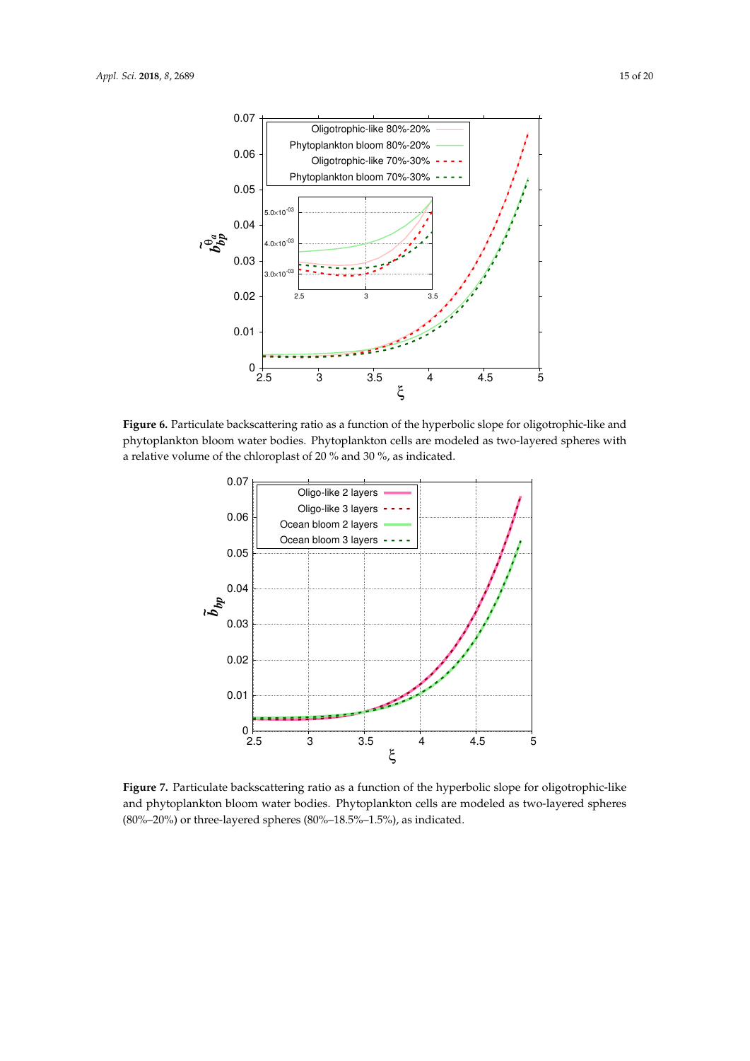**Figure 6.** Particulate backscattering ratio as a function of the hyperbolic slope for oligotrophic-like and phytoplankton bloom water bodies. Phytoplankton cells are modeled as two-layered spheres with a relative volume of the chloroplast of 20 % and 30 %, as indicated.

**Figure 7.** Particulate backscattering ratio as a function of the hyperbolic slope for oligotrophic-like and phytoplankton bloom water bodies. Phytoplankton cells are modeled as two-layered spheres (80%–20%) or three-layered spheres (80%–18.5%–1.5%), as indicated.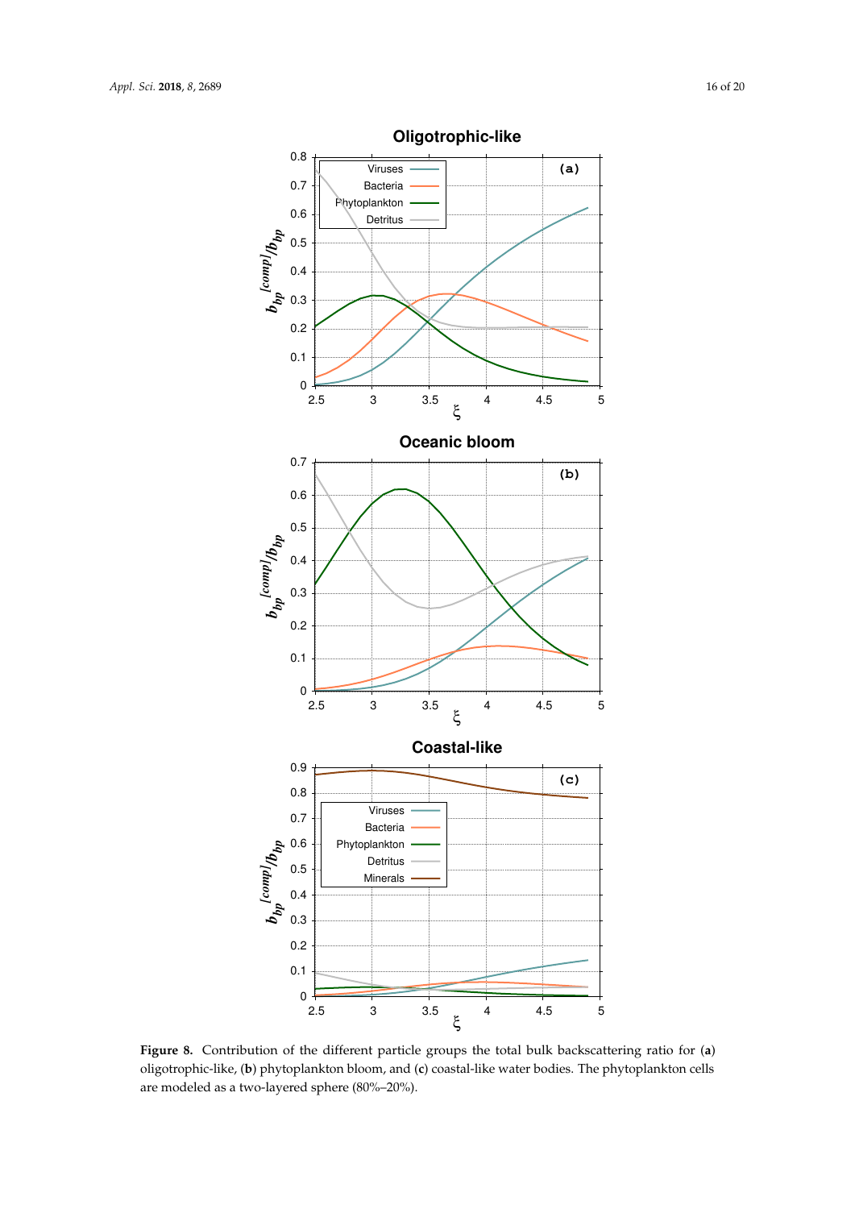**Figure 8.** Contribution of the different particle groups the total bulk backscattering ratio for (**a**) oligotrophic-like, (**b**) phytoplankton bloom, and (**c**) coastal-like water bodies. The phytoplankton cells are modeled as a two-layered sphere (80%–20%).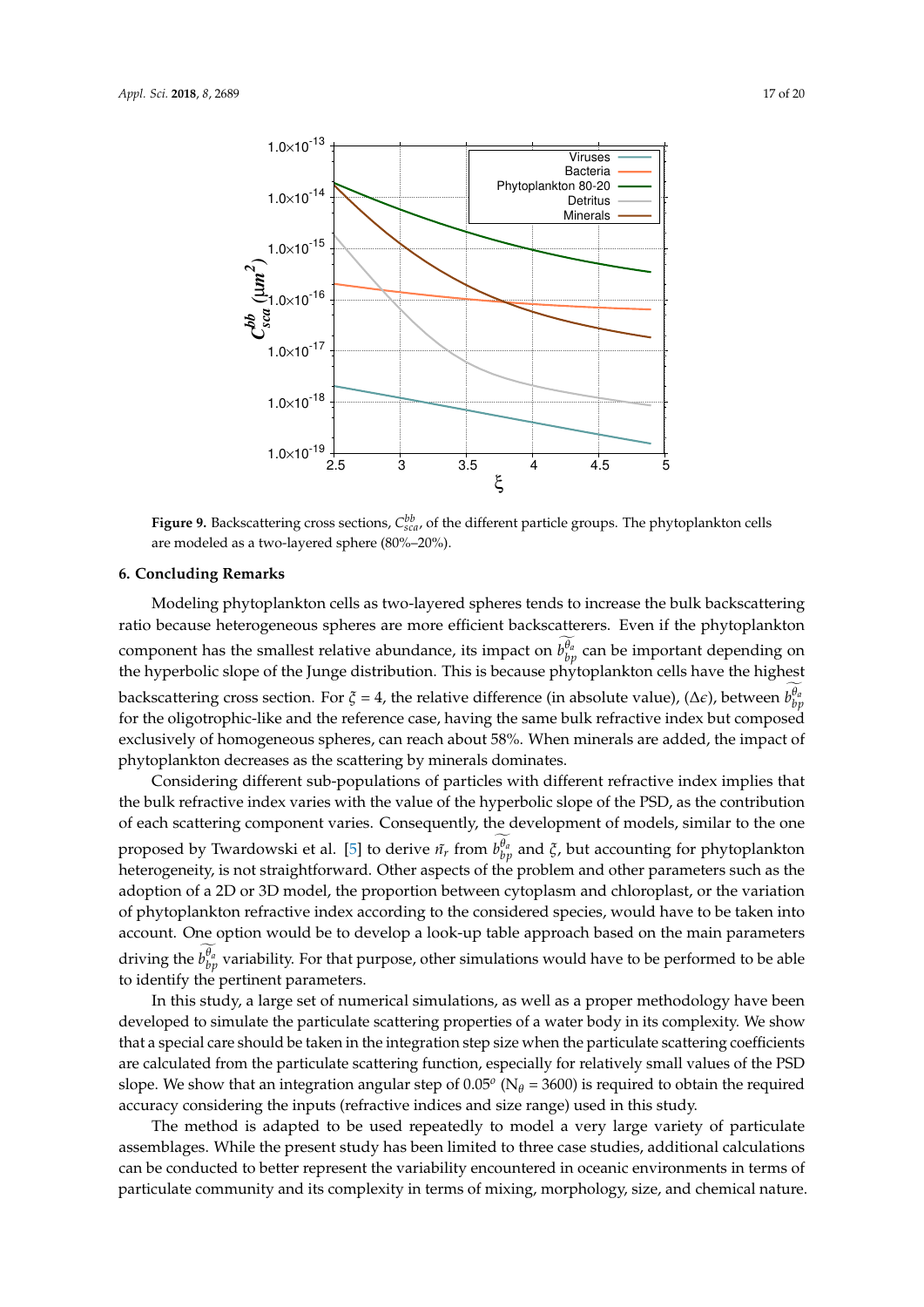**Figure 9.** Backscattering cross sections, $C_{sca}^{bb}$, of the different particle groups. The phytoplankton cells are modeled as a two-layered sphere (80%–20%).

## 6. Concluding Remarks

Modeling phytoplankton cells as two-layered spheres tends to increase the bulk backscattering ratio because heterogeneous spheres are more efficient backscatterers. Even if the phytoplankton component has the smallest relative abundance, its impact on $\widetilde{b_{bp}^{\theta_a}}$ can be important depending on the hyperbolic slope of the Junge distribution. This is because phytoplankton cells have the highest backscattering cross section. For $\xi = 4$, the relative difference (in absolute value), ($\Delta\epsilon$), between $\widetilde{b_{bp}^{\theta_a}}$ for the oligotrophic-like and the reference case, having the same bulk refractive index but composed exclusively of homogeneous spheres, can reach about 58%. When minerals are added, the impact of phytoplankton decreases as the scattering by minerals dominates.

Considering different sub-populations of particles with different refractive index implies that the bulk refractive index varies with the value of the hyperbolic slope of the PSD, as the contribution of each scattering component varies. Consequently, the development of models, similar to the one proposed by Twardowski et al. [5] to derive $\bar{n}_r$ from $\widetilde{b_{bp}^{\theta_a}}$ and $\xi$, but accounting for phytoplankton heterogeneity, is not straightforward. Other aspects of the problem and other parameters such as the adoption of a 2D or 3D model, the proportion between cytoplasm and chloroplast, or the variation of phytoplankton refractive index according to the considered species, would have to be taken into account. One option would be to develop a look-up table approach based on the main parameters driving the $\widetilde{b_{bp}^{\theta_a}}$ variability. For that purpose, other simulations would have to be performed to be able to identify the pertinent parameters.

In this study, a large set of numerical simulations, as well as a proper methodology have been developed to simulate the particulate scattering properties of a water body in its complexity. We show that a special care should be taken in the integration step size when the particulate scattering coefficients are calculated from the particulate scattering function, especially for relatively small values of the PSD slope. We show that an integration angular step of $0.05^o$ ($N_\theta = 3600$) is required to obtain the required accuracy considering the inputs (refractive indices and size range) used in this study.

The method is adapted to be used repeatedly to model a very large variety of particulate assemblages. While the present study has been limited to three case studies, additional calculations can be conducted to better represent the variability encountered in oceanic environments in terms of particulate community and its complexity in terms of mixing, morphology, size, and chemical nature.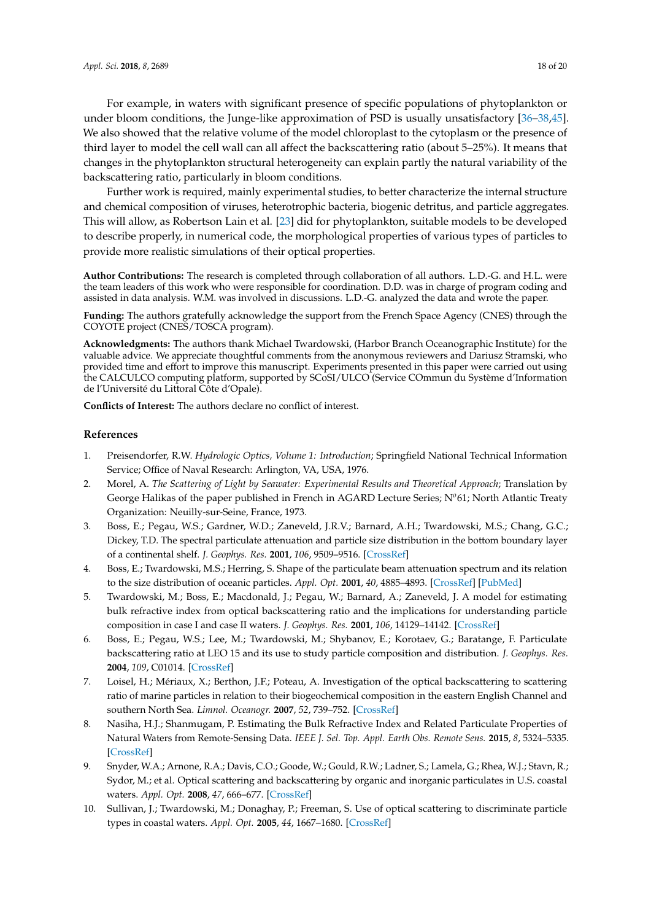For example, in waters with significant presence of specific populations of phytoplankton or under bloom conditions, the Junge-like approximation of PSD is usually unsatisfactory [36–38,45]. We also showed that the relative volume of the model chloroplast to the cytoplasm or the presence of third layer to model the cell wall can all affect the backscattering ratio (about 5–25%). It means that changes in the phytoplankton structural heterogeneity can explain partly the natural variability of the backscattering ratio, particularly in bloom conditions.

Further work is required, mainly experimental studies, to better characterize the internal structure and chemical composition of viruses, heterotrophic bacteria, biogenic detritus, and particle aggregates. This will allow, as Robertson Lain et al. [23] did for phytoplankton, suitable models to be developed to describe properly, in numerical code, the morphological properties of various types of particles to provide more realistic simulations of their optical properties.

**Author Contributions:** The research is completed through collaboration of all authors. L.D.-G. and H.L. were the team leaders of this work who were responsible for coordination. D.D. was in charge of program coding and assisted in data analysis. W.M. was involved in discussions. L.D.-G. analyzed the data and wrote the paper.

**Funding:** The authors gratefully acknowledge the support from the French Space Agency (CNES) through the COYOTE project (CNES/TOSCA program).

**Acknowledgments:** The authors thank Michael Twardowski, (Harbor Branch Oceanographic Institute) for the valuable advice. We appreciate thoughtful comments from the anonymous reviewers and Dariusz Stramski, who provided time and effort to improve this manuscript. Experiments presented in this paper were carried out using the CALCULCO computing platform, supported by SCoSI/ULCO (Service COmmun du Système d'Information de l'Université du Littoral Côte d'Opale).

**Conflicts of Interest:** The authors declare no conflict of interest.

## References

1. Preisendorfer, R.W. *Hydrologic Optics, Volume 1: Introduction*; Springfield National Technical Information Service; Office of Naval Research: Arlington, VA, USA, 1976.
2. Morel, A. *The Scattering of Light by Seawater: Experimental Results and Theoretical Approach*; Translation by George Halikas of the paper published in French in AGARD Lecture Series; N°61; North Atlantic Treaty Organization: Neuilly-sur-Seine, France, 1973.
3. Boss, E.; Pegau, W.S.; Gardner, W.D.; Zaneveld, J.R.V.; Barnard, A.H.; Twardowski, M.S.; Chang, G.C.; Dickey, T.D. The spectral particulate attenuation and particle size distribution in the bottom boundary layer of a continental shelf. *J. Geophys. Res.* **2001**, *106*, 9509–9516. [CrossRef]
4. Boss, E.; Twardowski, M.S.; Herring, S. Shape of the particulate beam attenuation spectrum and its relation to the size distribution of oceanic particles. *Appl. Opt.* **2001**, *40*, 4885–4893. [CrossRef] [PubMed]
5. Twardowski, M.; Boss, E.; Macdonald, J.; Pegau, W.; Barnard, A.; Zaneveld, J. A model for estimating bulk refractive index from optical backscattering ratio and the implications for understanding particle composition in case I and case II waters. *J. Geophys. Res.* **2001**, *106*, 14129–14142. [CrossRef]
6. Boss, E.; Pegau, W.S.; Lee, M.; Twardowski, M.; Shybanov, E.; Korotaev, G.; Baratange, F. Particulate backscattering ratio at LEO 15 and its use to study particle composition and distribution. *J. Geophys. Res.* **2004**, *109*, C01014. [CrossRef]
7. Loisel, H.; Mériaux, X.; Berthon, J.F.; Poteau, A. Investigation of the optical backscattering to scattering ratio of marine particles in relation to their biogeochemical composition in the eastern English Channel and southern North Sea. *Limnol. Oceanogr.* **2007**, *52*, 739–752. [CrossRef]
8. Nasiha, H.J.; Shanmugam, P. Estimating the Bulk Refractive Index and Related Particulate Properties of Natural Waters from Remote-Sensing Data. *IEEE J. Sel. Top. Appl. Earth Obs. Remote Sens.* **2015**, *8*, 5324–5335. [CrossRef]
9. Snyder, W.A.; Arnone, R.A.; Davis, C.O.; Goode, W.; Gould, R.W.; Ladner, S.; Lamela, G.; Rhea, W.J.; Stavn, R.; Sydor, M.; et al. Optical scattering and backscattering by organic and inorganic particulates in U.S. coastal waters. *Appl. Opt.* **2008**, *47*, 666–677. [CrossRef]
10. Sullivan, J.; Twardowski, M.; Donaghay, P.; Freeman, S. Use of optical scattering to discriminate particle types in coastal waters. *Appl. Opt.* **2005**, *44*, 1667–1680. [CrossRef]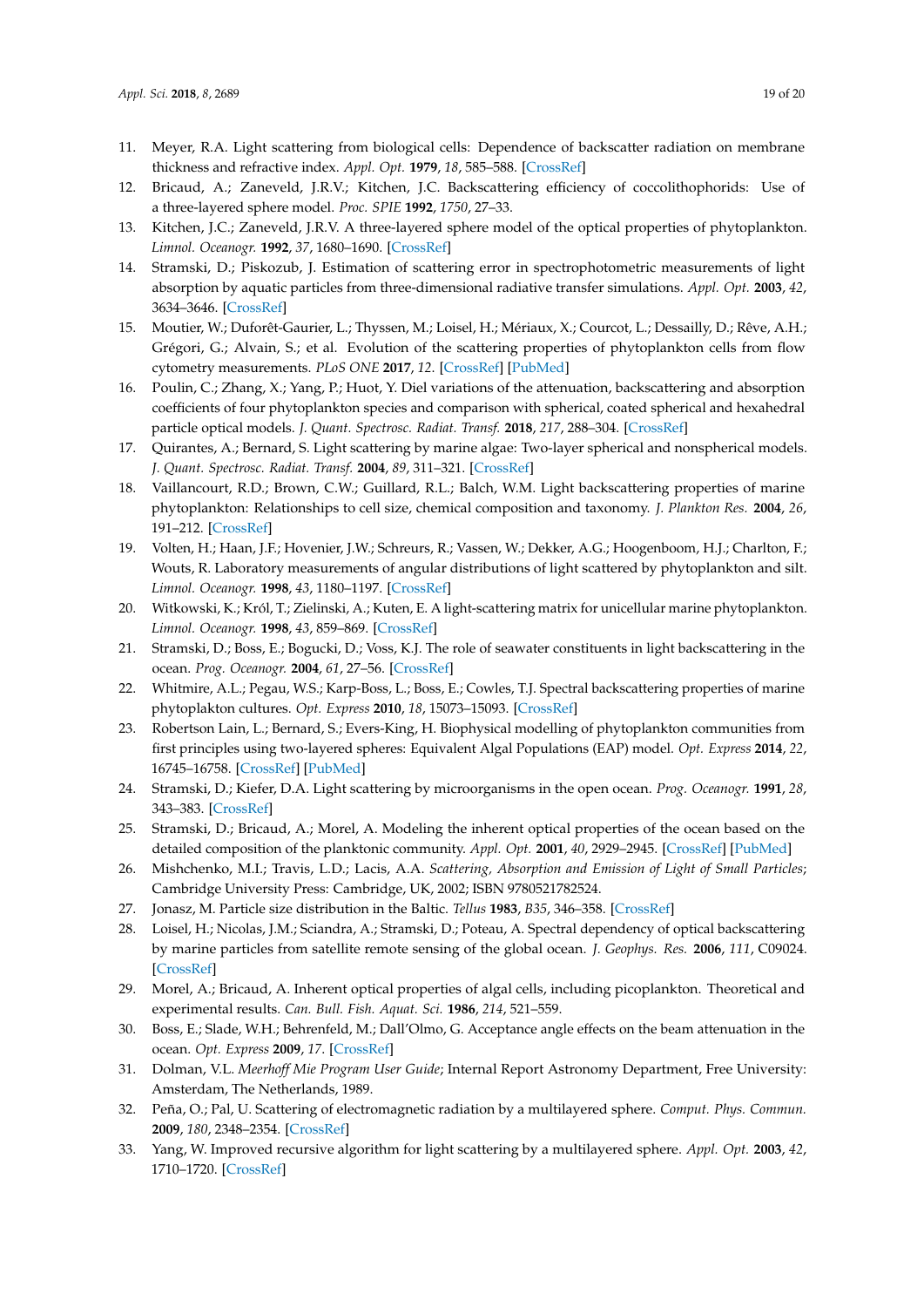11. Meyer, R.A. Light scattering from biological cells: Dependence of backscatter radiation on membrane thickness and refractive index. *Appl. Opt.* **1979**, *18*, 585–588. [CrossRef]
12. Bricaud, A.; Zaneveld, J.R.V.; Kitchen, J.C. Backscattering efficiency of coccolithophorids: Use of a three-layered sphere model. *Proc. SPIE* **1992**, *1750*, 27–33.
13. Kitchen, J.C.; Zaneveld, J.R.V. A three-layered sphere model of the optical properties of phytoplankton. *Limnol. Oceanogr.* **1992**, *37*, 1680–1690. [CrossRef]
14. Stramski, D.; Piskozub, J. Estimation of scattering error in spectrophotometric measurements of light absorption by aquatic particles from three-dimensional radiative transfer simulations. *Appl. Opt.* **2003**, *42*, 3634–3646. [CrossRef]
15. Moutier, W.; Duforêt-Gaurier, L.; Thyssen, M.; Loisel, H.; Mériaux, X.; Courcot, L.; Dessailly, D.; Rêve, A.H.; Grégori, G.; Alvain, S.; et al. Evolution of the scattering properties of phytoplankton cells from flow cytometry measurements. *PLoS ONE* **2017**, *12*. [CrossRef] [PubMed]
16. Poulin, C.; Zhang, X.; Yang, P.; Huot, Y. Diel variations of the attenuation, backscattering and absorption coefficients of four phytoplankton species and comparison with spherical, coated spherical and hexahedral particle optical models. *J. Quant. Spectrosc. Radiat. Transf.* **2018**, *217*, 288–304. [CrossRef]
17. Quirantes, A.; Bernard, S. Light scattering by marine algae: Two-layer spherical and nonspherical models. *J. Quant. Spectrosc. Radiat. Transf.* **2004**, *89*, 311–321. [CrossRef]
18. Vaillancourt, R.D.; Brown, C.W.; Guillard, R.L.; Balch, W.M. Light backscattering properties of marine phytoplankton: Relationships to cell size, chemical composition and taxonomy. *J. Plankton Res.* **2004**, *26*, 191–212. [CrossRef]
19. Volten, H.; Haan, J.F.; Hovenier, J.W.; Schreurs, R.; Vassen, W.; Dekker, A.G.; Hoogenboom, H.J.; Charlton, F.; Wouts, R. Laboratory measurements of angular distributions of light scattered by phytoplankton and silt. *Limnol. Oceanogr.* **1998**, *43*, 1180–1197. [CrossRef]
20. Witkowski, K.; Król, T.; Zielinski, A.; Kuten, E. A light-scattering matrix for unicellular marine phytoplankton. *Limnol. Oceanogr.* **1998**, *43*, 859–869. [CrossRef]
21. Stramski, D.; Boss, E.; Bogucki, D.; Voss, K.J. The role of seawater constituents in light backscattering in the ocean. *Prog. Oceanogr.* **2004**, *61*, 27–56. [CrossRef]
22. Whitmire, A.L.; Pegau, W.S.; Karp-Boss, L.; Boss, E.; Cowles, T.J. Spectral backscattering properties of marine phytoplakton cultures. *Opt. Express* **2010**, *18*, 15073–15093. [CrossRef]
23. Robertson Lain, L.; Bernard, S.; Evers-King, H. Biophysical modelling of phytoplankton communities from first principles using two-layered spheres: Equivalent Algal Populations (EAP) model. *Opt. Express* **2014**, *22*, 16745–16758. [CrossRef] [PubMed]
24. Stramski, D.; Kiefer, D.A. Light scattering by microorganisms in the open ocean. *Prog. Oceanogr.* **1991**, *28*, 343–383. [CrossRef]
25. Stramski, D.; Bricaud, A.; Morel, A. Modeling the inherent optical properties of the ocean based on the detailed composition of the planktonic community. *Appl. Opt.* **2001**, *40*, 2929–2945. [CrossRef] [PubMed]
26. Mishchenko, M.I.; Travis, L.D.; Lacis, A.A. *Scattering, Absorption and Emission of Light of Small Particles*; Cambridge University Press: Cambridge, UK, 2002; ISBN 9780521782524.
27. Jonasz, M. Particle size distribution in the Baltic. *Tellus* **1983**, *B35*, 346–358. [CrossRef]
28. Loisel, H.; Nicolas, J.M.; Sciandra, A.; Stramski, D.; Poteau, A. Spectral dependency of optical backscattering by marine particles from satellite remote sensing of the global ocean. *J. Geophys. Res.* **2006**, *111*, C09024. [CrossRef]
29. Morel, A.; Bricaud, A. Inherent optical properties of algal cells, including picoplankton. Theoretical and experimental results. *Can. Bull. Fish. Aquat. Sci.* **1986**, *214*, 521–559.
30. Boss, E.; Slade, W.H.; Behrenfeld, M.; Dall'Olmo, G. Acceptance angle effects on the beam attenuation in the ocean. *Opt. Express* **2009**, *17*. [CrossRef]
31. Dolman, V.L. *Meerhoff Mie Program User Guide*; Internal Report Astronomy Department, Free University: Amsterdam, The Netherlands, 1989.
32. Peña, O.; Pal, U. Scattering of electromagnetic radiation by a multilayered sphere. *Comput. Phys. Commun.* **2009**, *180*, 2348–2354. [CrossRef]
33. Yang, W. Improved recursive algorithm for light scattering by a multilayered sphere. *Appl. Opt.* **2003**, *42*, 1710–1720. [CrossRef]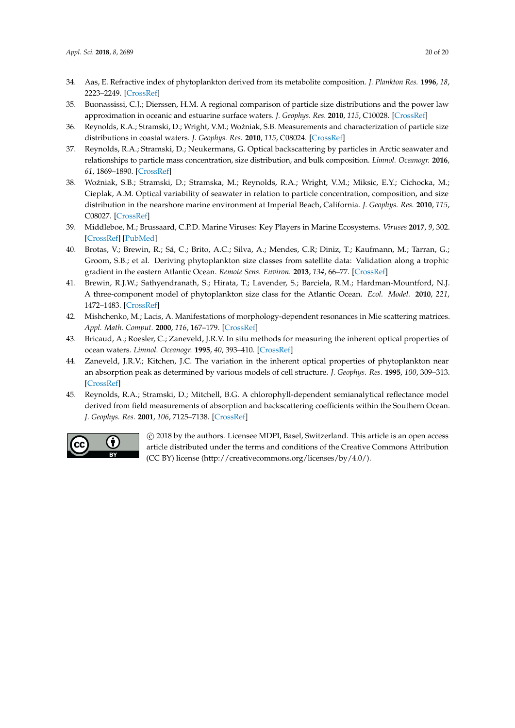34. Aas, E. Refractive index of phytoplankton derived from its metabolite composition. *J. Plankton Res.* **1996**, *18*, 2223–2249. [CrossRef]
35. Buonassissi, C.J.; Dierssen, H.M. A regional comparison of particle size distributions and the power law approximation in oceanic and estuarine surface waters. *J. Geophys. Res.* **2010**, *115*, C10028. [CrossRef]
36. Reynolds, R.A.; Stramski, D.; Wright, V.M.; Woźniak, S.B. Measurements and characterization of particle size distributions in coastal waters. *J. Geophys. Res.* **2010**, *115*, C08024. [CrossRef]
37. Reynolds, R.A.; Stramski, D.; Neukermans, G. Optical backscattering by particles in Arctic seawater and relationships to particle mass concentration, size distribution, and bulk composition. *Limnol. Oceanogr.* **2016**, *61*, 1869–1890. [CrossRef]
38. Woźniak, S.B.; Stramski, D.; Stramska, M.; Reynolds, R.A.; Wright, V.M.; Miksic, E.Y.; Cichocka, M.; Cieplak, A.M. Optical variability of seawater in relation to particle concentration, composition, and size distribution in the nearshore marine environment at Imperial Beach, California. *J. Geophys. Res.* **2010**, *115*, C08027. [CrossRef]
39. Middleboe, M.; Brussaard, C.P.D. Marine Viruses: Key Players in Marine Ecosystems. *Viruses* **2017**, *9*, 302. [CrossRef] [PubMed]
40. Brotas, V.; Brewin, R.; Sá, C.; Brito, A.C.; Silva, A.; Mendes, C.R; Diniz, T.; Kaufmann, M.; Tarran, G.; Groom, S.B.; et al. Deriving phytoplankton size classes from satellite data: Validation along a trophic gradient in the eastern Atlantic Ocean. *Remote Sens. Environ.* **2013**, *134*, 66–77. [CrossRef]
41. Brewin, R.J.W.; Sathyendranath, S.; Hirata, T.; Lavender, S.; Barciela, R.M.; Hardman-Mountford, N.J. A three-component model of phytoplankton size class for the Atlantic Ocean. *Ecol. Model.* **2010**, *221*, 1472–1483. [CrossRef]
42. Mishchenko, M.; Lacis, A. Manifestations of morphology-dependent resonances in Mie scattering matrices. *Appl. Math. Comput.* **2000**, *116*, 167–179. [CrossRef]
43. Bricaud, A.; Roesler, C.; Zaneveld, J.R.V. In situ methods for measuring the inherent optical properties of ocean waters. *Limnol. Oceanogr.* **1995**, *40*, 393–410. [CrossRef]
44. Zaneveld, J.R.V.; Kitchen, J.C. The variation in the inherent optical properties of phytoplankton near an absorption peak as determined by various models of cell structure. *J. Geophys. Res.* **1995**, *100*, 309–313. [CrossRef]
45. Reynolds, R.A.; Stramski, D.; Mitchell, B.G. A chlorophyll-dependent semianalytical reflectance model derived from field measurements of absorption and backscattering coefficients within the Southern Ocean. *J. Geophys. Res.* **2001**, *106*, 7125–7138. [CrossRef]

© 2018 by the authors. Licensee MDPI, Basel, Switzerland. This article is an open access article distributed under the terms and conditions of the Creative Commons Attribution (CC BY) license (http://creativecommons.org/licenses/by/4.0/).